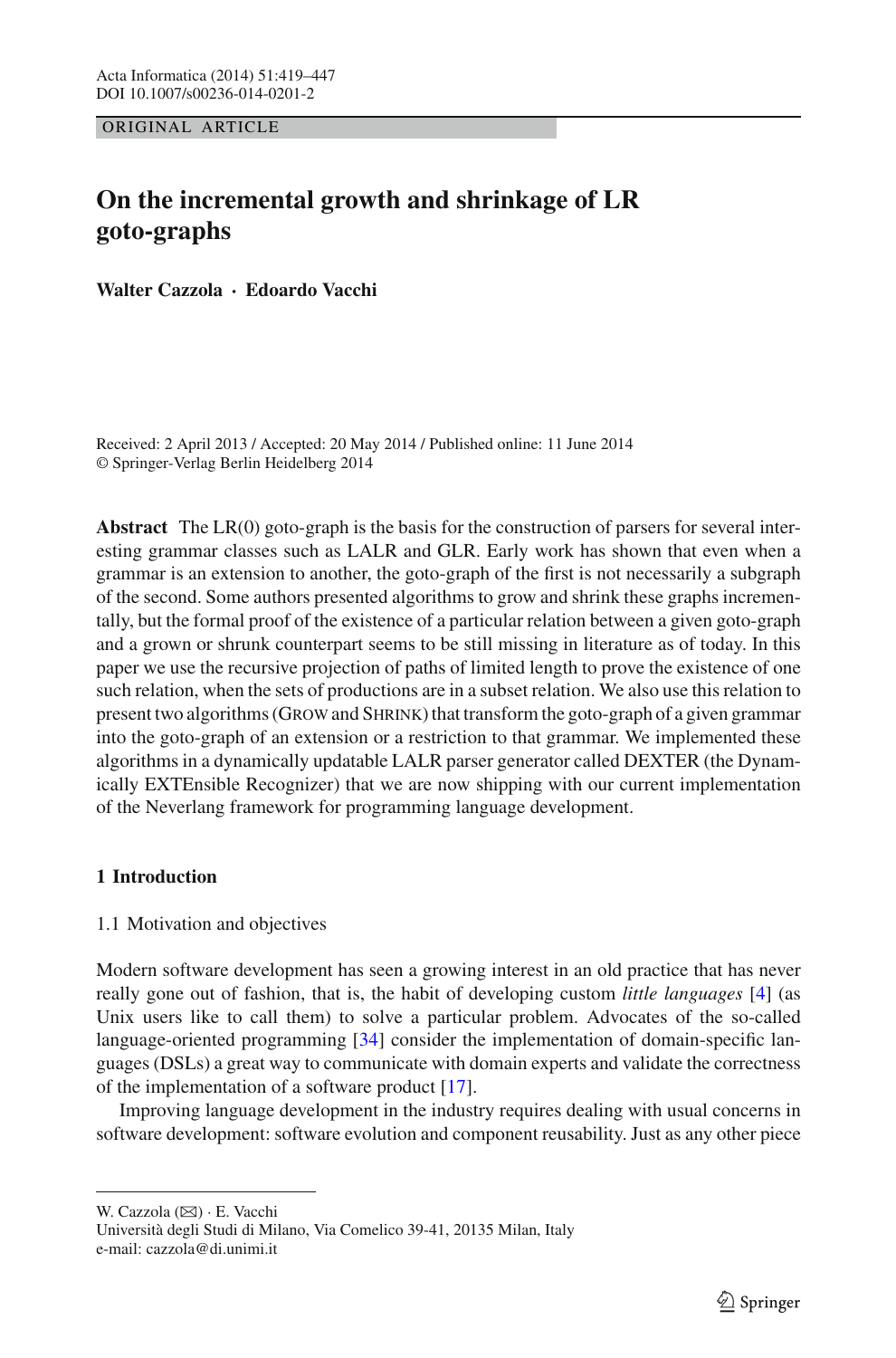ORIGINAL ARTICLE

# On the incremental growth and shrinkage of LR goto-graphs

**Walter Cazzola · Edoardo Vacchi**

Received: 2 April 2013 / Accepted: 20 May 2014 / Published online: 11 June 2014
© Springer-Verlag Berlin Heidelberg 2014

**Abstract** The LR(0) goto-graph is the basis for the construction of parsers for several interesting grammar classes such as LALR and GLR. Early work has shown that even when a grammar is an extension to another, the goto-graph of the first is not necessarily a subgraph of the second. Some authors presented algorithms to grow and shrink these graphs incrementally, but the formal proof of the existence of a particular relation between a given goto-graph and a grown or shrunk counterpart seems to be still missing in literature as of today. In this paper we use the recursive projection of paths of limited length to prove the existence of one such relation, when the sets of productions are in a subset relation. We also use this relation to present two algorithms (Grow and Shrink) that transform the goto-graph of a given grammar into the goto-graph of an extension or a restriction to that grammar. We implemented these algorithms in a dynamically updatable LALR parser generator called DEXTER (the Dynamically EXTEnsible Recognizer) that we are now shipping with our current implementation of the Neverlang framework for programming language development.

## 1 Introduction

### 1.1 Motivation and objectives

Modern software development has seen a growing interest in an old practice that has never really gone out of fashion, that is, the habit of developing custom *little languages* [4] (as Unix users like to call them) to solve a particular problem. Advocates of the so-called language-oriented programming [34] consider the implementation of domain-specific languages (DSLs) a great way to communicate with domain experts and validate the correctness of the implementation of a software product [17].

Improving language development in the industry requires dealing with usual concerns in software development: software evolution and component reusability. Just as any other piece

---

W. Cazzola (✉) · E. Vacchi
Università degli Studi di Milano, Via Comelico 39-41, 20135 Milan, Italy
e-mail: cazzola@di.unimi.it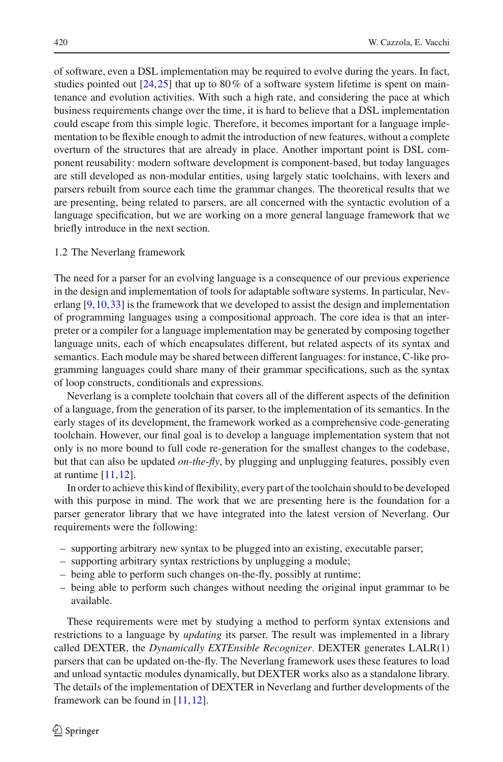of software, even a DSL implementation may be required to evolve during the years. In fact, studies pointed out [24,25] that up to 80 % of a software system lifetime is spent on maintenance and evolution activities. With such a high rate, and considering the pace at which business requirements change over the time, it is hard to believe that a DSL implementation could escape from this simple logic. Therefore, it becomes important for a language implementation to be flexible enough to admit the introduction of new features, without a complete overturn of the structures that are already in place. Another important point is DSL component reusability: modern software development is component-based, but today languages are still developed as non-modular entities, using largely static toolchains, with lexers and parsers rebuilt from source each time the grammar changes. The theoretical results that we are presenting, being related to parsers, are all concerned with the syntactic evolution of a language specification, but we are working on a more general language framework that we briefly introduce in the next section.

### 1.2 The Neverlang framework

The need for a parser for an evolving language is a consequence of our previous experience in the design and implementation of tools for adaptable software systems. In particular, Neverlang [9,10,33] is the framework that we developed to assist the design and implementation of programming languages using a compositional approach. The core idea is that an interpreter or a compiler for a language implementation may be generated by composing together language units, each of which encapsulates different, but related aspects of its syntax and semantics. Each module may be shared between different languages: for instance, C-like programming languages could share many of their grammar specifications, such as the syntax of loop constructs, conditionals and expressions.

Neverlang is a complete toolchain that covers all of the different aspects of the definition of a language, from the generation of its parser, to the implementation of its semantics. In the early stages of its development, the framework worked as a comprehensive code-generating toolchain. However, our final goal is to develop a language implementation system that not only is no more bound to full code re-generation for the smallest changes to the codebase, but that can also be updated *on-the-fly*, by plugging and unplugging features, possibly even at runtime [11,12].

In order to achieve this kind of flexibility, every part of the toolchain should to be developed with this purpose in mind. The work that we are presenting here is the foundation for a parser generator library that we have integrated into the latest version of Neverlang. Our requirements were the following:

- supporting arbitrary new syntax to be plugged into an existing, executable parser;
- supporting arbitrary syntax restrictions by unplugging a module;
- being able to perform such changes on-the-fly, possibly at runtime;
- being able to perform such changes without needing the original input grammar to be available.

These requirements were met by studying a method to perform syntax extensions and restrictions to a language by *updating* its parser. The result was implemented in a library called DEXTER, the *Dynamically EXTEnsible Recognizer*. DEXTER generates LALR(1) parsers that can be updated on-the-fly. The Neverlang framework uses these features to load and unload syntactic modules dynamically, but DEXTER works also as a standalone library. The details of the implementation of DEXTER in Neverlang and further developments of the framework can be found in [11,12].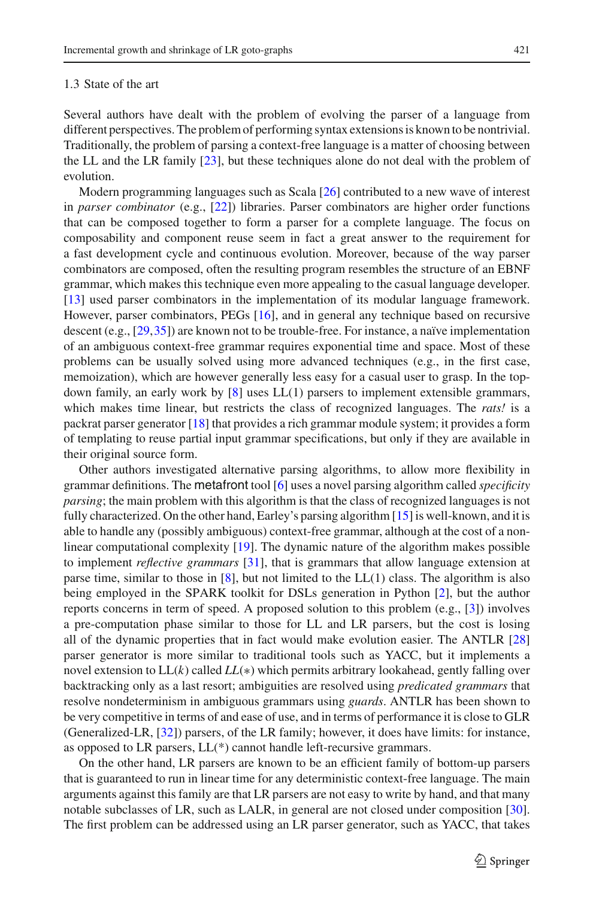### 1.3 State of the art

Several authors have dealt with the problem of evolving the parser of a language from different perspectives. The problem of performing syntax extensions is known to be nontrivial. Traditionally, the problem of parsing a context-free language is a matter of choosing between the LL and the LR family [23], but these techniques alone do not deal with the problem of evolution.

Modern programming languages such as Scala [26] contributed to a new wave of interest in *parser combinator* (e.g., [22]) libraries. Parser combinators are higher order functions that can be composed together to form a parser for a complete language. The focus on composability and component reuse seem in fact a great answer to the requirement for a fast development cycle and continuous evolution. Moreover, because of the way parser combinators are composed, often the resulting program resembles the structure of an EBNF grammar, which makes this technique even more appealing to the casual language developer. [13] used parser combinators in the implementation of its modular language framework. However, parser combinators, PEGs [16], and in general any technique based on recursive descent (e.g., [29,35]) are known not to be trouble-free. For instance, a naïve implementation of an ambiguous context-free grammar requires exponential time and space. Most of these problems can be usually solved using more advanced techniques (e.g., in the first case, memoization), which are however generally less easy for a casual user to grasp. In the top-down family, an early work by [8] uses LL(1) parsers to implement extensible grammars, which makes time linear, but restricts the class of recognized languages. The *rats!* is a packrat parser generator [18] that provides a rich grammar module system; it provides a form of templating to reuse partial input grammar specifications, but only if they are available in their original source form.

Other authors investigated alternative parsing algorithms, to allow more flexibility in grammar definitions. The metafront tool [6] uses a novel parsing algorithm called *specificity parsing*; the main problem with this algorithm is that the class of recognized languages is not fully characterized. On the other hand, Earley's parsing algorithm [15] is well-known, and it is able to handle any (possibly ambiguous) context-free grammar, although at the cost of a non-linear computational complexity [19]. The dynamic nature of the algorithm makes possible to implement *reflective grammars* [31], that is grammars that allow language extension at parse time, similar to those in [8], but not limited to the LL(1) class. The algorithm is also being employed in the SPARK toolkit for DSLs generation in Python [2], but the author reports concerns in term of speed. A proposed solution to this problem (e.g., [3]) involves a pre-computation phase similar to those for LL and LR parsers, but the cost is losing all of the dynamic properties that in fact would make evolution easier. The ANTLR [28] parser generator is more similar to traditional tools such as YACC, but it implements a novel extension to LL($k$) called *LL*($*$) which permits arbitrary lookahead, gently falling over backtracking only as a last resort; ambiguities are resolved using *predicated grammars* that resolve nondeterminism in ambiguous grammars using *guards*. ANTLR has been shown to be very competitive in terms of and ease of use, and in terms of performance it is close to GLR (Generalized-LR, [32]) parsers, of the LR family; however, it does have limits: for instance, as opposed to LR parsers, LL(*) cannot handle left-recursive grammars.

On the other hand, LR parsers are known to be an efficient family of bottom-up parsers that is guaranteed to run in linear time for any deterministic context-free language. The main arguments against this family are that LR parsers are not easy to write by hand, and that many notable subclasses of LR, such as LALR, in general are not closed under composition [30]. The first problem can be addressed using an LR parser generator, such as YACC, that takes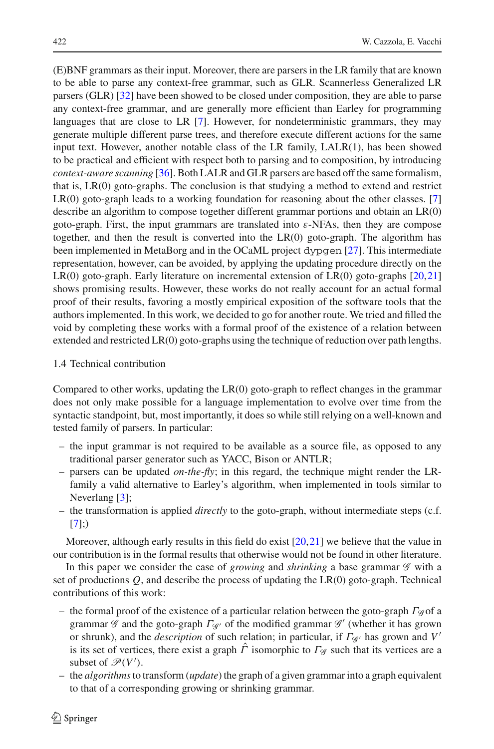(E)BNF grammars as their input. Moreover, there are parsers in the LR family that are known to be able to parse any context-free grammar, such as GLR. Scannerless Generalized LR parsers (GLR) [32] have been showed to be closed under composition, they are able to parse any context-free grammar, and are generally more efficient than Earley for programming languages that are close to LR [7]. However, for nondeterministic grammars, they may generate multiple different parse trees, and therefore execute different actions for the same input text. However, another notable class of the LR family, LALR(1), has been showed to be practical and efficient with respect both to parsing and to composition, by introducing *context-aware scanning* [36]. Both LALR and GLR parsers are based off the same formalism, that is, LR(0) goto-graphs. The conclusion is that studying a method to extend and restrict LR(0) goto-graph leads to a working foundation for reasoning about the other classes. [7] describe an algorithm to compose together different grammar portions and obtain an LR(0) goto-graph. First, the input grammars are translated into $\varepsilon$-NFAs, then they are compose together, and then the result is converted into the LR(0) goto-graph. The algorithm has been implemented in MetaBorg and in the OCaML project `dypgen` [27]. This intermediate representation, however, can be avoided, by applying the updating procedure directly on the LR(0) goto-graph. Early literature on incremental extension of LR(0) goto-graphs [20,21] shows promising results. However, these works do not really account for an actual formal proof of their results, favoring a mostly empirical exposition of the software tools that the authors implemented. In this work, we decided to go for another route. We tried and filled the void by completing these works with a formal proof of the existence of a relation between extended and restricted LR(0) goto-graphs using the technique of reduction over path lengths.

### 1.4 Technical contribution

Compared to other works, updating the LR(0) goto-graph to reflect changes in the grammar does not only make possible for a language implementation to evolve over time from the syntactic standpoint, but, most importantly, it does so while still relying on a well-known and tested family of parsers. In particular:

- the input grammar is not required to be available as a source file, as opposed to any traditional parser generator such as YACC, Bison or ANTLR;
- parsers can be updated *on-the-fly*; in this regard, the technique might render the LR-family a valid alternative to Earley's algorithm, when implemented in tools similar to Neverlang [3];
- the transformation is applied *directly* to the goto-graph, without intermediate steps (c.f. [7];)

Moreover, although early results in this field do exist [20,21] we believe that the value in our contribution is in the formal results that otherwise would not be found in other literature.

In this paper we consider the case of *growing* and *shrinking* a base grammar $\mathscr{G}$ with a set of productions $Q$, and describe the process of updating the LR(0) goto-graph. Technical contributions of this work:

- the formal proof of the existence of a particular relation between the goto-graph $\Gamma_{\mathscr{G}}$ of a grammar $\mathscr{G}$ and the goto-graph $\Gamma_{\mathscr{G}'}$ of the modified grammar $\mathscr{G}'$ (whether it has grown or shrunk), and the *description* of such relation; in particular, if $\Gamma_{\mathscr{G}'}$ has grown and $V'$ is its set of vertices, there exist a graph $\hat{\Gamma}$ isomorphic to $\Gamma_{\mathscr{G}}$ such that its vertices are a subset of $\mathscr{P}(V')$.
- the *algorithms* to transform (*update*) the graph of a given grammar into a graph equivalent to that of a corresponding growing or shrinking grammar.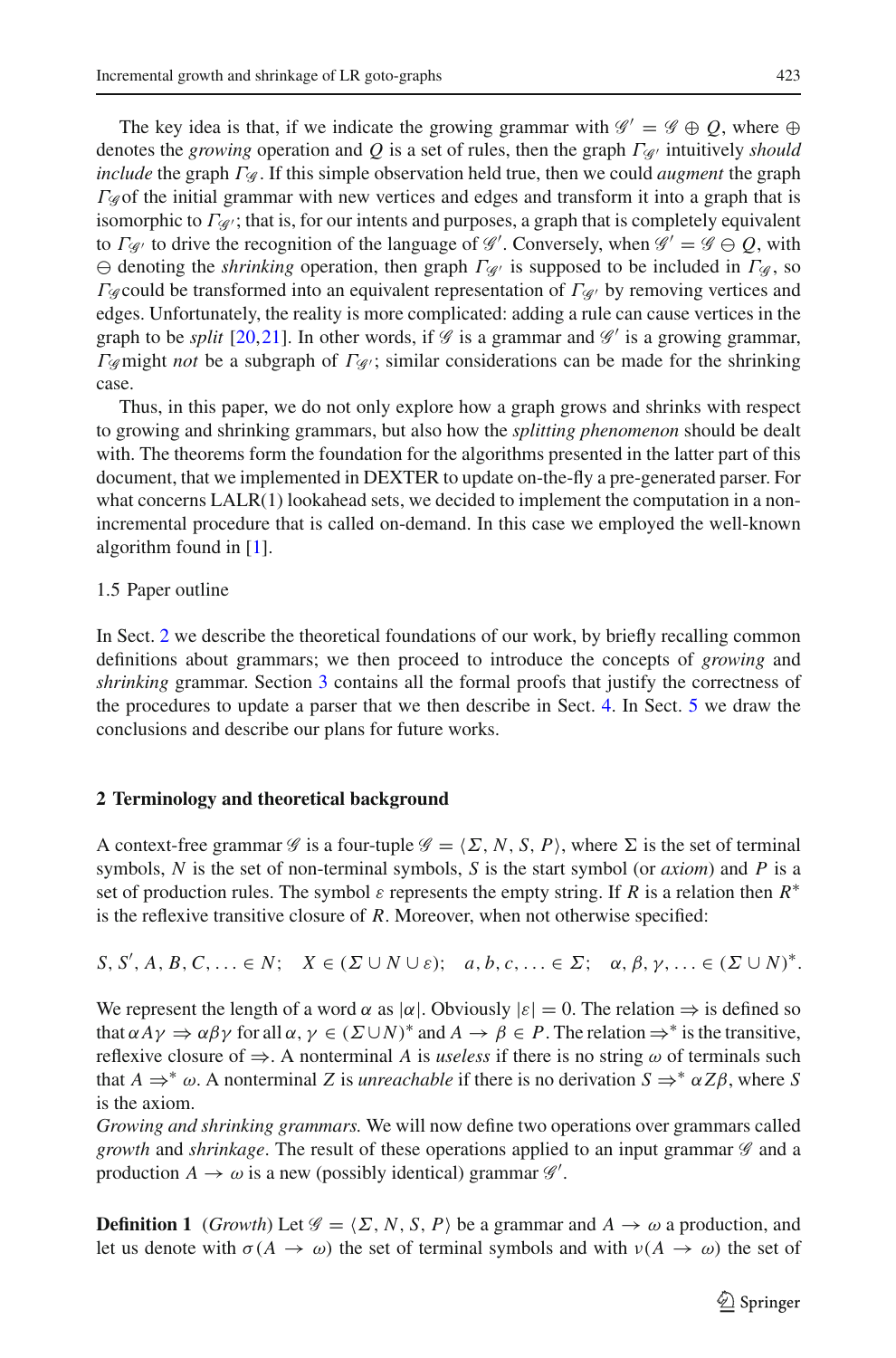The key idea is that, if we indicate the growing grammar with $\mathscr{G}' = \mathscr{G} \oplus Q$, where $\oplus$ denotes the *growing* operation and $Q$ is a set of rules, then the graph $\Gamma_{\mathscr{G}'}$ intuitively *should include* the graph $\Gamma_{\mathscr{G}}$. If this simple observation held true, then we could *augment* the graph $\Gamma_{\mathscr{G}}$ of the initial grammar with new vertices and edges and transform it into a graph that is isomorphic to $\Gamma_{\mathscr{G}'}$; that is, for our intents and purposes, a graph that is completely equivalent to $\Gamma_{\mathscr{G}'}$ to drive the recognition of the language of $\mathscr{G}'$. Conversely, when $\mathscr{G}' = \mathscr{G} \ominus Q$, with $\ominus$ denoting the *shrinking* operation, then graph $\Gamma_{\mathscr{G}'}$ is supposed to be included in $\Gamma_{\mathscr{G}}$, so $\Gamma_{\mathscr{G}}$ could be transformed into an equivalent representation of $\Gamma_{\mathscr{G}'}$ by removing vertices and edges. Unfortunately, the reality is more complicated: adding a rule can cause vertices in the graph to be *split* [20,21]. In other words, if $\mathscr{G}$ is a grammar and $\mathscr{G}'$ is a growing grammar, $\Gamma_{\mathscr{G}}$ might *not* be a subgraph of $\Gamma_{\mathscr{G}'}$; similar considerations can be made for the shrinking case.

Thus, in this paper, we do not only explore how a graph grows and shrinks with respect to growing and shrinking grammars, but also how the *splitting phenomenon* should be dealt with. The theorems form the foundation for the algorithms presented in the latter part of this document, that we implemented in DEXTER to update on-the-fly a pre-generated parser. For what concerns LALR(1) lookahead sets, we decided to implement the computation in a non-incremental procedure that is called on-demand. In this case we employed the well-known algorithm found in [1].

### 1.5 Paper outline

In Sect. 2 we describe the theoretical foundations of our work, by briefly recalling common definitions about grammars; we then proceed to introduce the concepts of *growing* and *shrinking* grammar. Section 3 contains all the formal proofs that justify the correctness of the procedures to update a parser that we then describe in Sect. 4. In Sect. 5 we draw the conclusions and describe our plans for future works.

## 2 Terminology and theoretical background

A context-free grammar $\mathscr{G}$ is a four-tuple $\mathscr{G} = \langle \Sigma, N, S, P \rangle$, where $\Sigma$ is the set of terminal symbols, $N$ is the set of non-terminal symbols, $S$ is the start symbol (or *axiom*) and $P$ is a set of production rules. The symbol $\varepsilon$ represents the empty string. If $R$ is a relation then $R^*$ is the reflexive transitive closure of $R$. Moreover, when not otherwise specified:

$$S, S', A, B, C, \ldots \in N; \quad X \in (\Sigma \cup N \cup \varepsilon); \quad a, b, c, \ldots \in \Sigma; \quad \alpha, \beta, \gamma, \ldots \in (\Sigma \cup N)^*.$$

We represent the length of a word $\alpha$ as $|\alpha|$. Obviously $|\varepsilon| = 0$. The relation $\Rightarrow$ is defined so that $\alpha A \gamma \Rightarrow \alpha \beta \gamma$ for all $\alpha, \gamma \in (\Sigma \cup N)^*$ and $A \rightarrow \beta \in P$. The relation $\Rightarrow^*$ is the transitive, reflexive closure of $\Rightarrow$. A nonterminal $A$ is *useless* if there is no string $\omega$ of terminals such that $A \Rightarrow^* \omega$. A nonterminal $Z$ is *unreachable* if there is no derivation $S \Rightarrow^* \alpha Z \beta$, where $S$ is the axiom.

*Growing and shrinking grammars.* We will now define two operations over grammars called *growth* and *shrinkage*. The result of these operations applied to an input grammar $\mathscr{G}$ and a production $A \rightarrow \omega$ is a new (possibly identical) grammar $\mathscr{G}'$.

**Definition 1** (*Growth*) Let $\mathscr{G} = \langle \Sigma, N, S, P \rangle$ be a grammar and $A \rightarrow \omega$ a production, and let us denote with $\sigma(A \rightarrow \omega)$ the set of terminal symbols and with $\nu(A \rightarrow \omega)$ the set of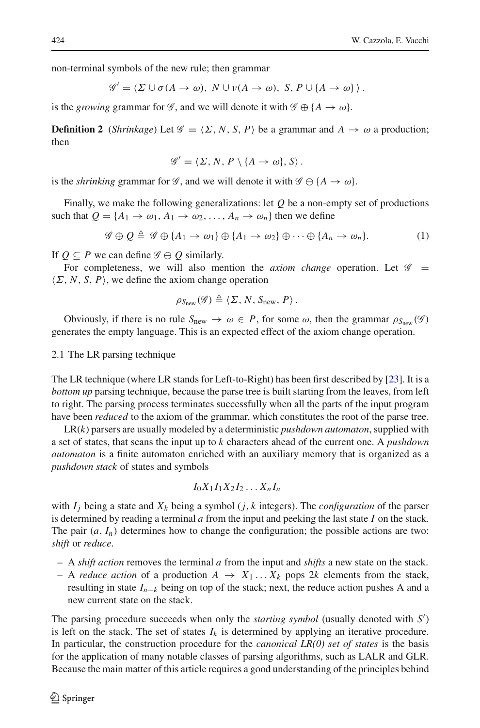non-terminal symbols of the new rule; then grammar

$$\mathscr{G}' = \langle \Sigma \cup \sigma(A \to \omega),\ N \cup \nu(A \to \omega),\ S,\ P \cup \{A \to \omega\} \rangle .$$

is the *growing* grammar for $\mathscr{G}$, and we will denote it with $\mathscr{G} \oplus \{A \to \omega\}$.

**Definition 2** (*Shrinkage*) Let $\mathscr{G} = \langle \Sigma, N, S, P \rangle$ be a grammar and $A \to \omega$ a production; then

$$\mathscr{G}' = \langle \Sigma, N, P \setminus \{A \to \omega\}, S \rangle .$$

is the *shrinking* grammar for $\mathscr{G}$, and we will denote it with $\mathscr{G} \ominus \{A \to \omega\}$.

Finally, we make the following generalizations: let $Q$ be a non-empty set of productions such that $Q = \{A_1 \to \omega_1, A_1 \to \omega_2, \ldots, A_n \to \omega_n\}$ then we define

$$\mathscr{G} \oplus Q \triangleq \mathscr{G} \oplus \{A_1 \to \omega_1\} \oplus \{A_1 \to \omega_2\} \oplus \cdots \oplus \{A_n \to \omega_n\}. \tag{1}$$

If $Q \subseteq P$ we can define $\mathscr{G} \ominus Q$ similarly.

For completeness, we will also mention the *axiom change* operation. Let $\mathscr{G} = \langle \Sigma, N, S, P \rangle$, we define the axiom change operation

$$\rho_{S_{\text{new}}}(\mathscr{G}) \triangleq \langle \Sigma, N, S_{\text{new}}, P \rangle .$$

Obviously, if there is no rule $S_{\text{new}} \to \omega \in P$, for some $\omega$, then the grammar $\rho_{S_{\text{new}}}(\mathscr{G})$ generates the empty language. This is an expected effect of the axiom change operation.

### 2.1 The LR parsing technique

The LR technique (where LR stands for Left-to-Right) has been first described by [23]. It is a *bottom up* parsing technique, because the parse tree is built starting from the leaves, from left to right. The parsing process terminates successfully when all the parts of the input program have been *reduced* to the axiom of the grammar, which constitutes the root of the parse tree.

LR($k$) parsers are usually modeled by a deterministic *pushdown automaton*, supplied with a set of states, that scans the input up to $k$ characters ahead of the current one. A *pushdown automaton* is a finite automaton enriched with an auxiliary memory that is organized as a *pushdown stack* of states and symbols

$$I_0 X_1 I_1 X_2 I_2 \ldots X_n I_n$$

with $I_j$ being a state and $X_k$ being a symbol ($j, k$ integers). The *configuration* of the parser is determined by reading a terminal $a$ from the input and peeking the last state $I$ on the stack. The pair $(a, I_n)$ determines how to change the configuration; the possible actions are two: *shift* or *reduce*.

- A *shift action* removes the terminal $a$ from the input and *shifts* a new state on the stack.
- A *reduce action* of a production $A \to X_1 \ldots X_k$ pops $2k$ elements from the stack, resulting in state $I_{n-k}$ being on top of the stack; next, the reduce action pushes A and a new current state on the stack.

The parsing procedure succeeds when only the *starting symbol* (usually denoted with $S'$) is left on the stack. The set of states $I_k$ is determined by applying an iterative procedure. In particular, the construction procedure for the *canonical LR(0) set of states* is the basis for the application of many notable classes of parsing algorithms, such as LALR and GLR. Because the main matter of this article requires a good understanding of the principles behind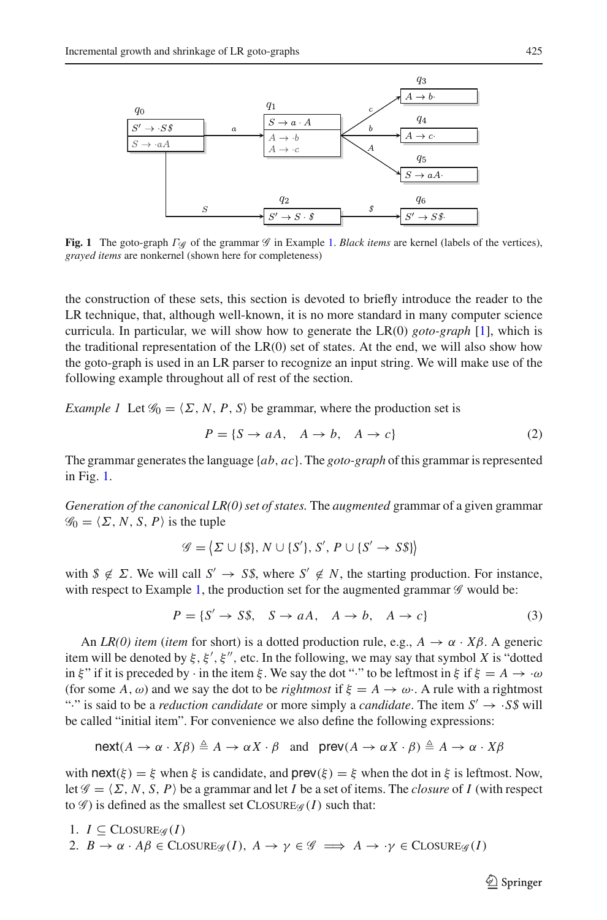**Fig. 1** The goto-graph $\Gamma_{\mathscr{G}}$ of the grammar $\mathscr{G}$ in Example 1. *Black items* are kernel (labels of the vertices), *grayed items* are nonkernel (shown here for completeness)

the construction of these sets, this section is devoted to briefly introduce the reader to the LR technique, that, although well-known, it is no more standard in many computer science curricula. In particular, we will show how to generate the LR(0) *goto-graph* [1], which is the traditional representation of the LR(0) set of states. At the end, we will also show how the goto-graph is used in an LR parser to recognize an input string. We will make use of the following example throughout all of rest of the section.

*Example 1* Let $\mathscr{G}_0 = \langle \Sigma, N, P, S \rangle$ be grammar, where the production set is

$$P = \{S \to aA, \quad A \to b, \quad A \to c\} \tag{2}$$

The grammar generates the language $\{ab, ac\}$. The *goto-graph* of this grammar is represented in Fig. 1.

*Generation of the canonical LR(0) set of states.* The *augmented* grammar of a given grammar $\mathscr{G}_0 = \langle \Sigma, N, S, P \rangle$ is the tuple

$$\mathscr{G} = \left\langle \Sigma \cup \{\$\}, N \cup \{S'\}, S', P \cup \{S' \to S\$\} \right\rangle$$

with $\$ \notin \Sigma$. We will call $S' \to S\$$, where $S' \notin N$, the starting production. For instance, with respect to Example 1, the production set for the augmented grammar $\mathscr{G}$ would be:

$$P = \{S' \to S\$, \quad S \to aA, \quad A \to b, \quad A \to c\} \tag{3}$$

An *LR(0) item* (*item* for short) is a dotted production rule, e.g., $A \to \alpha \cdot X\beta$. A generic item will be denoted by $\xi, \xi', \xi''$, etc. In the following, we may say that symbol $X$ is "dotted in $\xi$" if it is preceded by $\cdot$ in the item $\xi$. We say the dot "$\cdot$" to be leftmost in $\xi$ if $\xi = A \to \cdot\omega$ (for some $A, \omega$) and we say the dot to be *rightmost* if $\xi = A \to \omega\cdot$. A rule with a rightmost "$\cdot$" is said to be a *reduction candidate* or more simply a *candidate*. The item $S' \to \cdot S\$$ will be called "initial item". For convenience we also define the following expressions:

$$\mathsf{next}(A \to \alpha \cdot X\beta) \triangleq A \to \alpha X \cdot \beta \quad \text{and} \quad \mathsf{prev}(A \to \alpha X \cdot \beta) \triangleq A \to \alpha \cdot X\beta$$

with $\mathsf{next}(\xi) = \xi$ when $\xi$ is candidate, and $\mathsf{prev}(\xi) = \xi$ when the dot in $\xi$ is leftmost. Now, let $\mathscr{G} = \langle \Sigma, N, S, P \rangle$ be a grammar and let $I$ be a set of items. The *closure* of $I$ (with respect to $\mathscr{G}$) is defined as the smallest set $\textsc{Closure}_{\mathscr{G}}(I)$ such that:

1. $I \subseteq \textsc{Closure}_{\mathscr{G}}(I)$
2. $B \to \alpha \cdot A\beta \in \textsc{Closure}_{\mathscr{G}}(I),\ A \to \gamma \in \mathscr{G} \implies A \to \cdot\gamma \in \textsc{Closure}_{\mathscr{G}}(I)$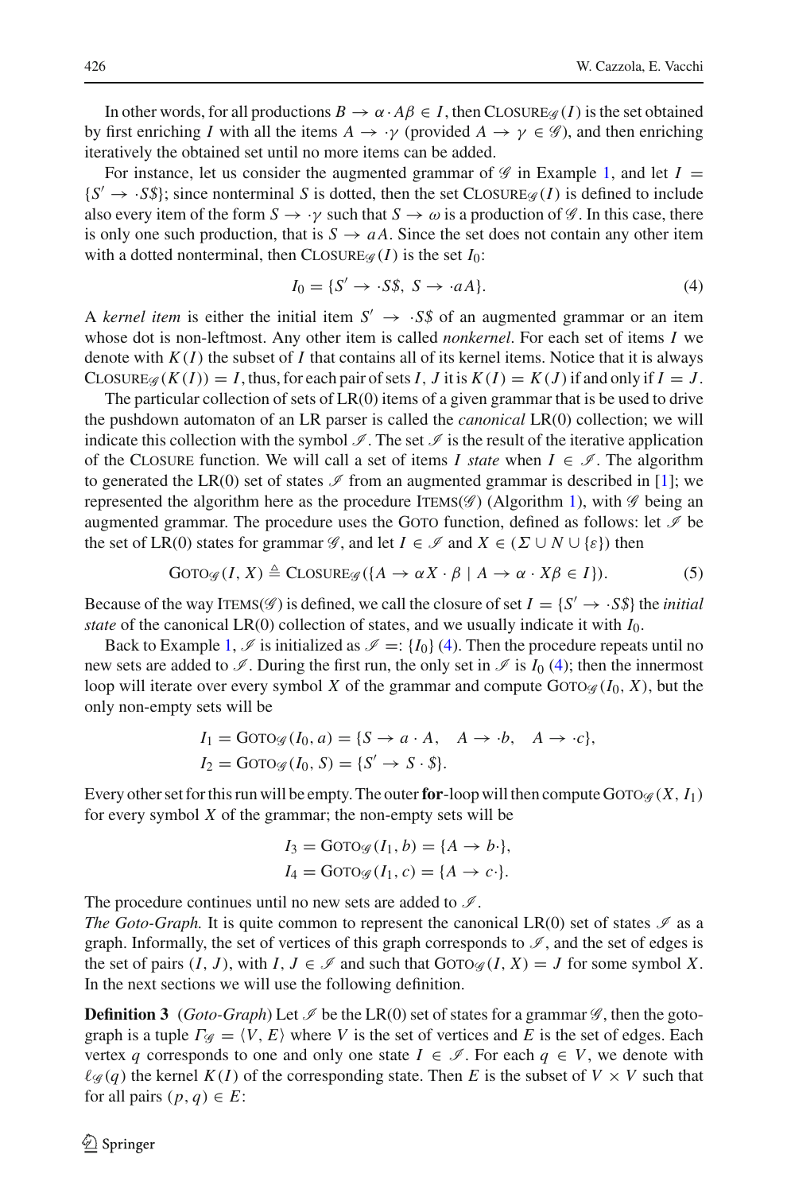In other words, for all productions $B \rightarrow \alpha \cdot A\beta \in I$, then $\text{CLOSURE}_{\mathscr{G}}(I)$ is the set obtained by first enriching $I$ with all the items $A \rightarrow \cdot\gamma$ (provided $A \rightarrow \gamma \in \mathscr{G}$), and then enriching iteratively the obtained set until no more items can be added.

For instance, let us consider the augmented grammar of $\mathscr{G}$ in Example 1, and let $I = \{S' \rightarrow \cdot S\$\}$; since nonterminal $S$ is dotted, then the set $\text{CLOSURE}_{\mathscr{G}}(I)$ is defined to include also every item of the form $S \rightarrow \cdot\gamma$ such that $S \rightarrow \omega$ is a production of $\mathscr{G}$. In this case, there is only one such production, that is $S \rightarrow aA$. Since the set does not contain any other item with a dotted nonterminal, then $\text{CLOSURE}_{\mathscr{G}}(I)$ is the set $I_0$:

$$I_0 = \{S' \rightarrow \cdot S\$,\ S \rightarrow \cdot aA\}. \tag{4}$$

A *kernel item* is either the initial item $S' \rightarrow \cdot S\$$ of an augmented grammar or an item whose dot is non-leftmost. Any other item is called *nonkernel*. For each set of items $I$ we denote with $K(I)$ the subset of $I$ that contains all of its kernel items. Notice that it is always $\text{CLOSURE}_{\mathscr{G}}(K(I)) = I$, thus, for each pair of sets $I$, $J$ it is $K(I) = K(J)$ if and only if $I = J$.

The particular collection of sets of LR(0) items of a given grammar that is be used to drive the pushdown automaton of an LR parser is called the *canonical* LR(0) collection; we will indicate this collection with the symbol $\mathscr{I}$. The set $\mathscr{I}$ is the result of the iterative application of the CLOSURE function. We will call a set of items $I$ *state* when $I \in \mathscr{I}$. The algorithm to generated the LR(0) set of states $\mathscr{I}$ from an augmented grammar is described in [1]; we represented the algorithm here as the procedure $\text{ITEMS}(\mathscr{G})$ (Algorithm 1), with $\mathscr{G}$ being an augmented grammar. The procedure uses the GOTO function, defined as follows: let $\mathscr{I}$ be the set of LR(0) states for grammar $\mathscr{G}$, and let $I \in \mathscr{I}$ and $X \in (\Sigma \cup N \cup \{\varepsilon\})$ then

$$\text{GOTO}_{\mathscr{G}}(I, X) \triangleq \text{CLOSURE}_{\mathscr{G}}(\{A \rightarrow \alpha X \cdot \beta \mid A \rightarrow \alpha \cdot X\beta \in I\}). \tag{5}$$

Because of the way $\text{ITEMS}(\mathscr{G})$ is defined, we call the closure of set $I = \{S' \rightarrow \cdot S\$\}$ the *initial state* of the canonical LR(0) collection of states, and we usually indicate it with $I_0$.

Back to Example 1, $\mathscr{I}$ is initialized as $\mathscr{I} =: \{I_0\}$ (4). Then the procedure repeats until no new sets are added to $\mathscr{I}$. During the first run, the only set in $\mathscr{I}$ is $I_0$ (4); then the innermost loop will iterate over every symbol $X$ of the grammar and compute $\text{GOTO}_{\mathscr{G}}(I_0, X)$, but the only non-empty sets will be

$$I_1 = \text{GOTO}_{\mathscr{G}}(I_0, a) = \{S \rightarrow a \cdot A, \quad A \rightarrow \cdot b, \quad A \rightarrow \cdot c\},$$
$$I_2 = \text{GOTO}_{\mathscr{G}}(I_0, S) = \{S' \rightarrow S \cdot \$\}.$$

Every other set for this run will be empty. The outer **for**-loop will then compute $\text{GOTO}_{\mathscr{G}}(X, I_1)$ for every symbol $X$ of the grammar; the non-empty sets will be

$$I_3 = \text{GOTO}_{\mathscr{G}}(I_1, b) = \{A \rightarrow b\cdot\},$$
$$I_4 = \text{GOTO}_{\mathscr{G}}(I_1, c) = \{A \rightarrow c\cdot\}.$$

The procedure continues until no new sets are added to $\mathscr{I}$.

*The Goto-Graph.* It is quite common to represent the canonical LR(0) set of states $\mathscr{I}$ as a graph. Informally, the set of vertices of this graph corresponds to $\mathscr{I}$, and the set of edges is the set of pairs $(I, J)$, with $I, J \in \mathscr{I}$ and such that $\text{GOTO}_{\mathscr{G}}(I, X) = J$ for some symbol $X$. In the next sections we will use the following definition.

**Definition 3** (*Goto-Graph*) Let $\mathscr{I}$ be the LR(0) set of states for a grammar $\mathscr{G}$, then the goto-graph is a tuple $\Gamma_{\mathscr{G}} = \langle V, E\rangle$ where $V$ is the set of vertices and $E$ is the set of edges. Each vertex $q$ corresponds to one and only one state $I \in \mathscr{I}$. For each $q \in V$, we denote with $\ell_{\mathscr{G}}(q)$ the kernel $K(I)$ of the corresponding state. Then $E$ is the subset of $V \times V$ such that for all pairs $(p, q) \in E$: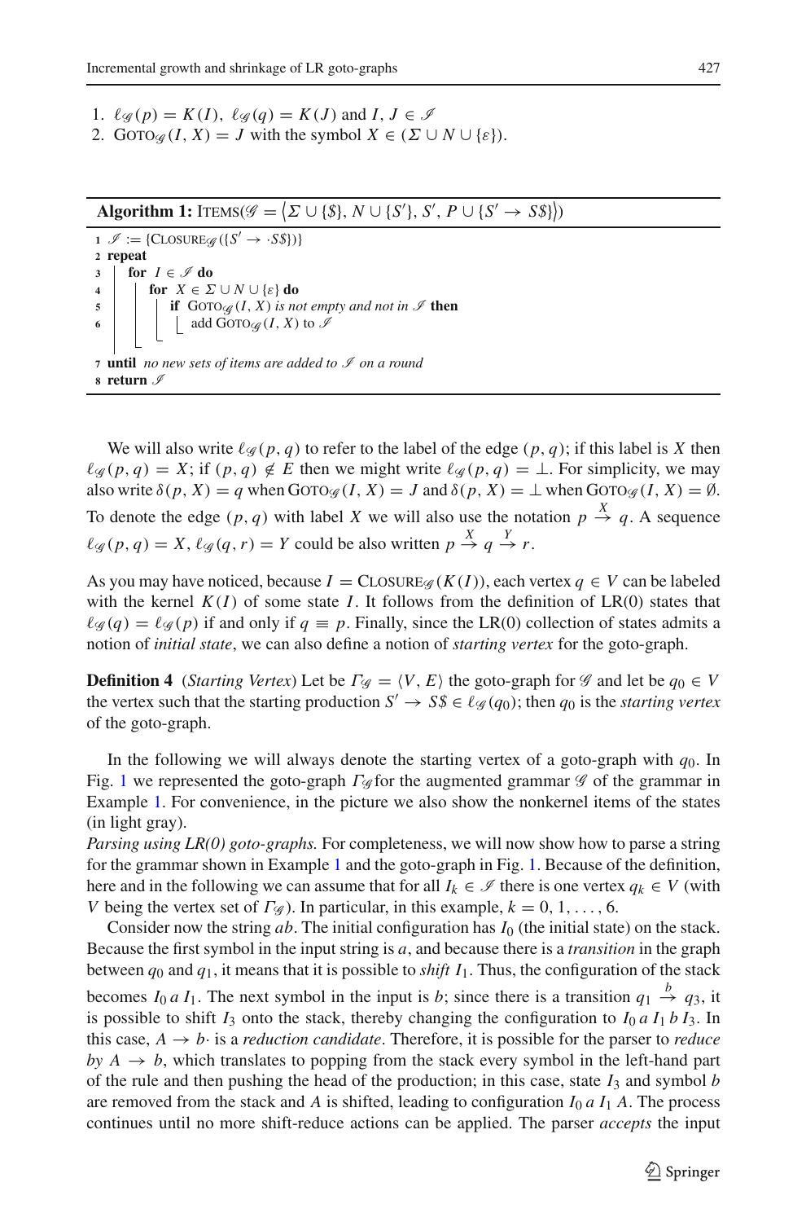1. $\ell_{\mathscr{G}}(p) = K(I)$, $\ell_{\mathscr{G}}(q) = K(J)$ and $I, J \in \mathscr{I}$
2. $\text{GOTO}_{\mathscr{G}}(I, X) = J$ with the symbol $X \in (\Sigma \cup N \cup \{\varepsilon\})$.

**Algorithm 1:** $\text{ITEMS}(\mathscr{G} = \langle \Sigma \cup \{\$\}, N \cup \{S'\}, S', P \cup \{S' \to S\$\} \rangle)$

```
1 𝓘 := {CLOSURE_𝒢({S' → ·S$})}
2 repeat
3   for I ∈ 𝓘 do
4     for X ∈ Σ ∪ N ∪ {ε} do
5       if GOTO_𝒢(I, X) is not empty and not in 𝓘 then
6         add GOTO_𝒢(I, X) to 𝓘
7 until no new sets of items are added to 𝓘 on a round
8 return 𝓘
```

We will also write $\ell_{\mathscr{G}}(p, q)$ to refer to the label of the edge $(p, q)$; if this label is $X$ then $\ell_{\mathscr{G}}(p, q) = X$; if $(p, q) \notin E$ then we might write $\ell_{\mathscr{G}}(p, q) = \perp$. For simplicity, we may also write $\delta(p, X) = q$ when $\text{GOTO}_{\mathscr{G}}(I, X) = J$ and $\delta(p, X) = \perp$ when $\text{GOTO}_{\mathscr{G}}(I, X) = \emptyset$. To denote the edge $(p, q)$ with label $X$ we will also use the notation $p \xrightarrow{X} q$. A sequence $\ell_{\mathscr{G}}(p, q) = X, \ell_{\mathscr{G}}(q, r) = Y$ could be also written $p \xrightarrow{X} q \xrightarrow{Y} r$.

As you may have noticed, because $I = \text{CLOSURE}_{\mathscr{G}}(K(I))$, each vertex $q \in V$ can be labeled with the kernel $K(I)$ of some state $I$. It follows from the definition of LR(0) states that $\ell_{\mathscr{G}}(q) = \ell_{\mathscr{G}}(p)$ if and only if $q \equiv p$. Finally, since the LR(0) collection of states admits a notion of *initial state*, we can also define a notion of *starting vertex* for the goto-graph.

**Definition 4** (*Starting Vertex*) Let $\Gamma_{\mathscr{G}} = \langle V, E \rangle$ the goto-graph for $\mathscr{G}$ and let be $q_0 \in V$ the vertex such that the starting production $S' \to S\$ \in \ell_{\mathscr{G}}(q_0)$; then $q_0$ is the *starting vertex* of the goto-graph.

In the following we will always denote the starting vertex of a goto-graph with $q_0$. In Fig. 1 we represented the goto-graph $\Gamma_{\mathscr{G}}$ for the augmented grammar $\mathscr{G}$ of the grammar in Example 1. For convenience, in the picture we also show the nonkernel items of the states (in light gray).

*Parsing using LR(0) goto-graphs.* For completeness, we will now show how to parse a string for the grammar shown in Example 1 and the goto-graph in Fig. 1. Because of the definition, here and in the following we can assume that for all $I_k \in \mathscr{I}$ there is one vertex $q_k \in V$ (with $V$ being the vertex set of $\Gamma_{\mathscr{G}}$). In particular, in this example, $k = 0, 1, \ldots, 6$.

Consider now the string $ab$. The initial configuration has $I_0$ (the initial state) on the stack. Because the first symbol in the input string is $a$, and because there is a *transition* in the graph between $q_0$ and $q_1$, it means that it is possible to *shift* $I_1$. Thus, the configuration of the stack becomes $I_0\, a\, I_1$. The next symbol in the input is $b$; since there is a transition $q_1 \xrightarrow{b} q_3$, it is possible to shift $I_3$ onto the stack, thereby changing the configuration to $I_0\, a\, I_1\, b\, I_3$. In this case, $A \to b\cdot$ is a *reduction candidate*. Therefore, it is possible for the parser to *reduce by* $A \to b$, which translates to popping from the stack every symbol in the left-hand part of the rule and then pushing the head of the production; in this case, state $I_3$ and symbol $b$ are removed from the stack and $A$ is shifted, leading to configuration $I_0\, a\, I_1\, A$. The process continues until no more shift-reduce actions can be applied. The parser *accepts* the input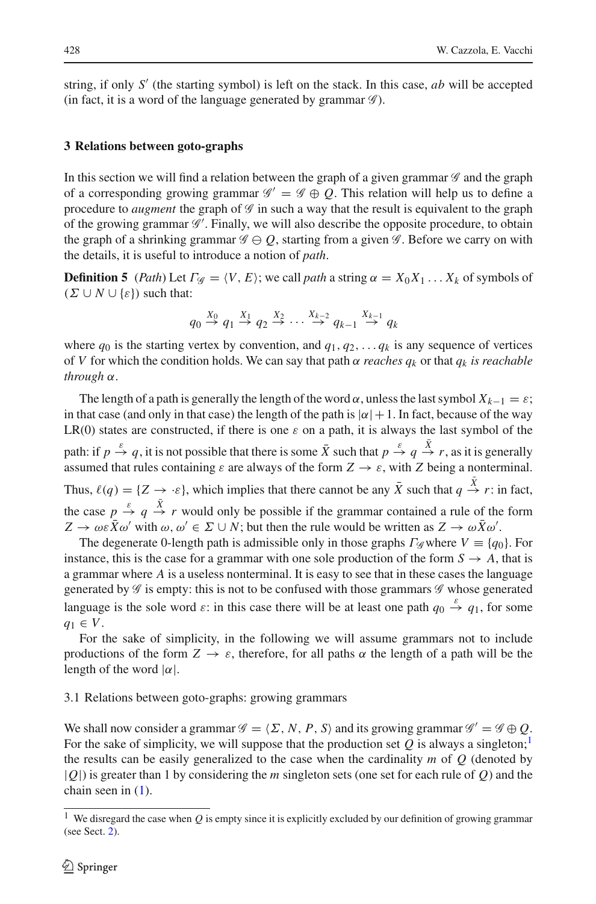string, if only $S'$ (the starting symbol) is left on the stack. In this case, $ab$ will be accepted (in fact, it is a word of the language generated by grammar $\mathscr{G}$).

## 3 Relations between goto-graphs

In this section we will find a relation between the graph of a given grammar $\mathscr{G}$ and the graph of a corresponding growing grammar $\mathscr{G}' = \mathscr{G} \oplus Q$. This relation will help us to define a procedure to *augment* the graph of $\mathscr{G}$ in such a way that the result is equivalent to the graph of the growing grammar $\mathscr{G}'$. Finally, we will also describe the opposite procedure, to obtain the graph of a shrinking grammar $\mathscr{G} \ominus Q$, starting from a given $\mathscr{G}$. Before we carry on with the details, it is useful to introduce a notion of *path*.

**Definition 5** (*Path*) Let $\Gamma_{\mathscr{G}} = \langle V, E \rangle$; we call *path* a string $\alpha = X_0 X_1 \ldots X_k$ of symbols of $(\Sigma \cup N \cup \{\varepsilon\})$ such that:

$$q_0 \overset{X_0}{\rightarrow} q_1 \overset{X_1}{\rightarrow} q_2 \overset{X_2}{\rightarrow} \cdots \overset{X_{k-2}}{\rightarrow} q_{k-1} \overset{X_{k-1}}{\rightarrow} q_k$$

where $q_0$ is the starting vertex by convention, and $q_1, q_2, \ldots q_k$ is any sequence of vertices of $V$ for which the condition holds. We can say that path $\alpha$ *reaches* $q_k$ or that $q_k$ *is reachable through* $\alpha$.

The length of a path is generally the length of the word $\alpha$, unless the last symbol $X_{k-1} = \varepsilon$; in that case (and only in that case) the length of the path is $|\alpha| + 1$. In fact, because of the way LR(0) states are constructed, if there is one $\varepsilon$ on a path, it is always the last symbol of the path: if $p \overset{\varepsilon}{\rightarrow} q$, it is not possible that there is some $\bar{X}$ such that $p \overset{\varepsilon}{\rightarrow} q \overset{\bar{X}}{\rightarrow} r$, as it is generally assumed that rules containing $\varepsilon$ are always of the form $Z \rightarrow \varepsilon$, with $Z$ being a nonterminal. Thus, $\ell(q) = \{Z \rightarrow \cdot\varepsilon\}$, which implies that there cannot be any $\bar{X}$ such that $q \overset{\bar{X}}{\rightarrow} r$: in fact, the case $p \overset{\varepsilon}{\rightarrow} q \overset{\bar{X}}{\rightarrow} r$ would only be possible if the grammar contained a rule of the form $Z \rightarrow \omega\varepsilon\bar{X}\omega'$ with $\omega, \omega' \in \Sigma \cup N$; but then the rule would be written as $Z \rightarrow \omega\bar{X}\omega'$.

The degenerate 0-length path is admissible only in those graphs $\Gamma_{\mathscr{G}}$ where $V \equiv \{q_0\}$. For instance, this is the case for a grammar with one sole production of the form $S \rightarrow A$, that is a grammar where $A$ is a useless nonterminal. It is easy to see that in these cases the language generated by $\mathscr{G}$ is empty: this is not to be confused with those grammars $\mathscr{G}$ whose generated language is the sole word $\varepsilon$: in this case there will be at least one path $q_0 \overset{\varepsilon}{\rightarrow} q_1$, for some $q_1 \in V$.

For the sake of simplicity, in the following we will assume grammars not to include productions of the form $Z \rightarrow \varepsilon$, therefore, for all paths $\alpha$ the length of a path will be the length of the word $|\alpha|$.

### 3.1 Relations between goto-graphs: growing grammars

We shall now consider a grammar $\mathscr{G} = \langle \Sigma, N, P, S \rangle$ and its growing grammar $\mathscr{G}' = \mathscr{G} \oplus Q$. For the sake of simplicity, we will suppose that the production set $Q$ is always a singleton;[1] the results can be easily generalized to the case when the cardinality $m$ of $Q$ (denoted by $|Q|$) is greater than 1 by considering the $m$ singleton sets (one set for each rule of $Q$) and the chain seen in (1).

[1] We disregard the case when $Q$ is empty since it is explicitly excluded by our definition of growing grammar (see Sect. 2).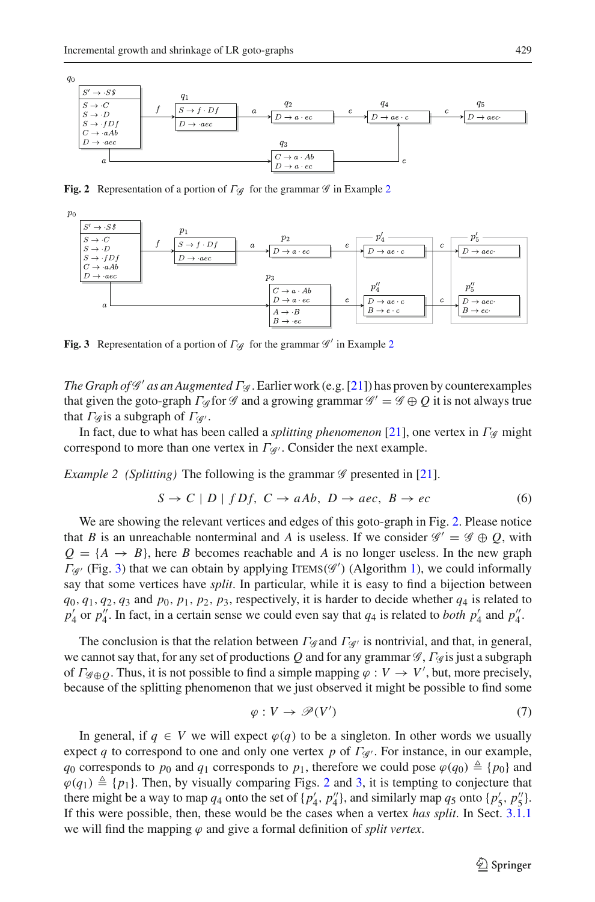Fig. 2 Representation of a portion of $\Gamma_{\mathscr{G}}$ for the grammar $\mathscr{G}$ in Example 2

Fig. 3 Representation of a portion of $\Gamma_{\mathscr{G}}$ for the grammar $\mathscr{G}'$ in Example 2

*The Graph of $\mathscr{G}'$ as an Augmented $\Gamma_{\mathscr{G}}$.* Earlier work (e.g. [21]) has proven by counterexamples that given the goto-graph $\Gamma_{\mathscr{G}}$ for $\mathscr{G}$ and a growing grammar $\mathscr{G}' = \mathscr{G} \oplus Q$ it is not always true that $\Gamma_{\mathscr{G}}$ is a subgraph of $\Gamma_{\mathscr{G}'}$.

In fact, due to what has been called a *splitting phenomenon* [21], one vertex in $\Gamma_{\mathscr{G}}$ might correspond to more than one vertex in $\Gamma_{\mathscr{G}'}$. Consider the next example.

*Example 2 (Splitting)* The following is the grammar $\mathscr{G}$ presented in [21].

$$S \to C \mid D \mid fDf,\ C \to aAb,\ D \to aec,\ B \to ec \tag{6}$$

We are showing the relevant vertices and edges of this goto-graph in Fig. 2. Please notice that $B$ is an unreachable nonterminal and $A$ is useless. If we consider $\mathscr{G}' = \mathscr{G} \oplus Q$, with $Q = \{A \to B\}$, here $B$ becomes reachable and $A$ is no longer useless. In the new graph $\Gamma_{\mathscr{G}'}$ (Fig. 3) that we can obtain by applying ITEMS($\mathscr{G}'$) (Algorithm 1), we could informally say that some vertices have *split*. In particular, while it is easy to find a bijection between $q_0, q_1, q_2, q_3$ and $p_0, p_1, p_2, p_3$, respectively, it is harder to decide whether $q_4$ is related to $p'_4$ or $p''_4$. In fact, in a certain sense we could even say that $q_4$ is related to *both* $p'_4$ and $p''_4$.

The conclusion is that the relation between $\Gamma_{\mathscr{G}}$ and $\Gamma_{\mathscr{G}'}$ is nontrivial, and that, in general, we cannot say that, for any set of productions $Q$ and for any grammar $\mathscr{G}$, $\Gamma_{\mathscr{G}}$ is just a subgraph of $\Gamma_{\mathscr{G} \oplus Q}$. Thus, it is not possible to find a simple mapping $\varphi : V \to V'$, but, more precisely, because of the splitting phenomenon that we just observed it might be possible to find some

$$\varphi : V \to \mathscr{P}(V') \tag{7}$$

In general, if $q \in V$ we will expect $\varphi(q)$ to be a singleton. In other words we usually expect $q$ to correspond to one and only one vertex $p$ of $\Gamma_{\mathscr{G}'}$. For instance, in our example, $q_0$ corresponds to $p_0$ and $q_1$ corresponds to $p_1$, therefore we could pose $\varphi(q_0) \triangleq \{p_0\}$ and $\varphi(q_1) \triangleq \{p_1\}$. Then, by visually comparing Figs. 2 and 3, it is tempting to conjecture that there might be a way to map $q_4$ onto the set of $\{p'_4, p''_4\}$, and similarly map $q_5$ onto $\{p'_5, p''_5\}$. If this were possible, then, these would be the cases when a vertex *has split*. In Sect. 3.1.1 we will find the mapping $\varphi$ and give a formal definition of *split vertex*.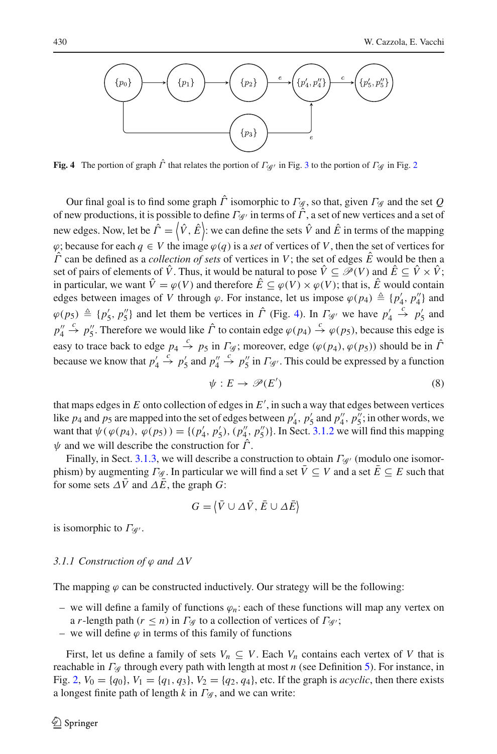**Fig. 4** The portion of graph $\hat{\Gamma}$ that relates the portion of $\Gamma_{\mathscr{G}'}$ in Fig. 3 to the portion of $\Gamma_{\mathscr{G}}$ in Fig. 2

Our final goal is to find some graph $\hat{\Gamma}$ isomorphic to $\Gamma_{\mathscr{G}}$, so that, given $\Gamma_{\mathscr{G}}$ and the set $Q$ of new productions, it is possible to define $\Gamma_{\mathscr{G}'}$ in terms of $\hat{\Gamma}$, a set of new vertices and a set of new edges. Now, let be $\hat{\Gamma} = \left\langle \hat{V}, \hat{E} \right\rangle$: we can define the sets $\hat{V}$ and $\hat{E}$ in terms of the mapping $\varphi$; because for each $q \in V$ the image $\varphi(q)$ is a *set* of vertices of $V$, then the set of vertices for $\hat{\Gamma}$ can be defined as a *collection of sets* of vertices in $V$; the set of edges $\hat{E}$ would be then a set of pairs of elements of $\hat{V}$. Thus, it would be natural to pose $\hat{V} \subseteq \mathscr{P}(V)$ and $\hat{E} \subseteq \hat{V} \times \hat{V}$; in particular, we want $\hat{V} = \varphi(V)$ and therefore $\hat{E} \subseteq \varphi(V) \times \varphi(V)$; that is, $\hat{E}$ would contain edges between images of $V$ through $\varphi$. For instance, let us impose $\varphi(p_4) \triangleq \{p_4', p_4''\}$ and $\varphi(p_5) \triangleq \{p_5', p_5''\}$ and let them be vertices in $\hat{\Gamma}$ (Fig. 4). In $\Gamma_{\mathscr{G}'}$ we have $p_4' \xrightarrow{c} p_5'$ and $p_4'' \xrightarrow{c} p_5''$. Therefore we would like $\hat{\Gamma}$ to contain edge $\varphi(p_4) \xrightarrow{c} \varphi(p_5)$, because this edge is easy to trace back to edge $p_4 \xrightarrow{c} p_5$ in $\Gamma_{\mathscr{G}}$; moreover, edge $(\varphi(p_4), \varphi(p_5))$ should be in $\hat{\Gamma}$ because we know that $p_4' \xrightarrow{c} p_5'$ and $p_4'' \xrightarrow{c} p_5''$ in $\Gamma_{\mathscr{G}'}$. This could be expressed by a function

$$\psi : E \to \mathscr{P}(E') \tag{8}$$

that maps edges in $E$ onto collection of edges in $E'$, in such a way that edges between vertices like $p_4$ and $p_5$ are mapped into the set of edges between $p_4'$, $p_5'$ and $p_4''$, $p_5''$; in other words, we want that $\psi(\,\varphi(p_4),\ \varphi(p_5)\,) = \{(p_4', p_5'), (p_4'', p_5'')\}$. In Sect. 3.1.2 we will find this mapping $\psi$ and we will describe the construction for $\hat{\Gamma}$.

Finally, in Sect. 3.1.3, we will describe a construction to obtain $\Gamma_{\mathscr{G}'}$ (modulo one isomorphism) by augmenting $\Gamma_{\mathscr{G}}$. In particular we will find a set $\bar{V} \subseteq V$ and a set $\bar{E} \subseteq E$ such that for some sets $\Delta\bar{V}$ and $\Delta\bar{E}$, the graph $G$:

$$G = \left\langle \bar{V} \cup \Delta\bar{V}, \bar{E} \cup \Delta\bar{E} \right\rangle$$

is isomorphic to $\Gamma_{\mathscr{G}'}$.

### 3.1.1 Construction of $\varphi$ and $\Delta V$

The mapping $\varphi$ can be constructed inductively. Our strategy will be the following:

- we will define a family of functions $\varphi_n$: each of these functions will map any vertex on a $r$-length path ($r \leq n$) in $\Gamma_{\mathscr{G}}$ to a collection of vertices of $\Gamma_{\mathscr{G}'}$;
- we will define $\varphi$ in terms of this family of functions

First, let us define a family of sets $V_n \subseteq V$. Each $V_n$ contains each vertex of $V$ that is reachable in $\Gamma_{\mathscr{G}}$ through every path with length at most $n$ (see Definition 5). For instance, in Fig. 2, $V_0 = \{q_0\}$, $V_1 = \{q_1, q_3\}$, $V_2 = \{q_2, q_4\}$, etc. If the graph is *acyclic*, then there exists a longest finite path of length $k$ in $\Gamma_{\mathscr{G}}$, and we can write: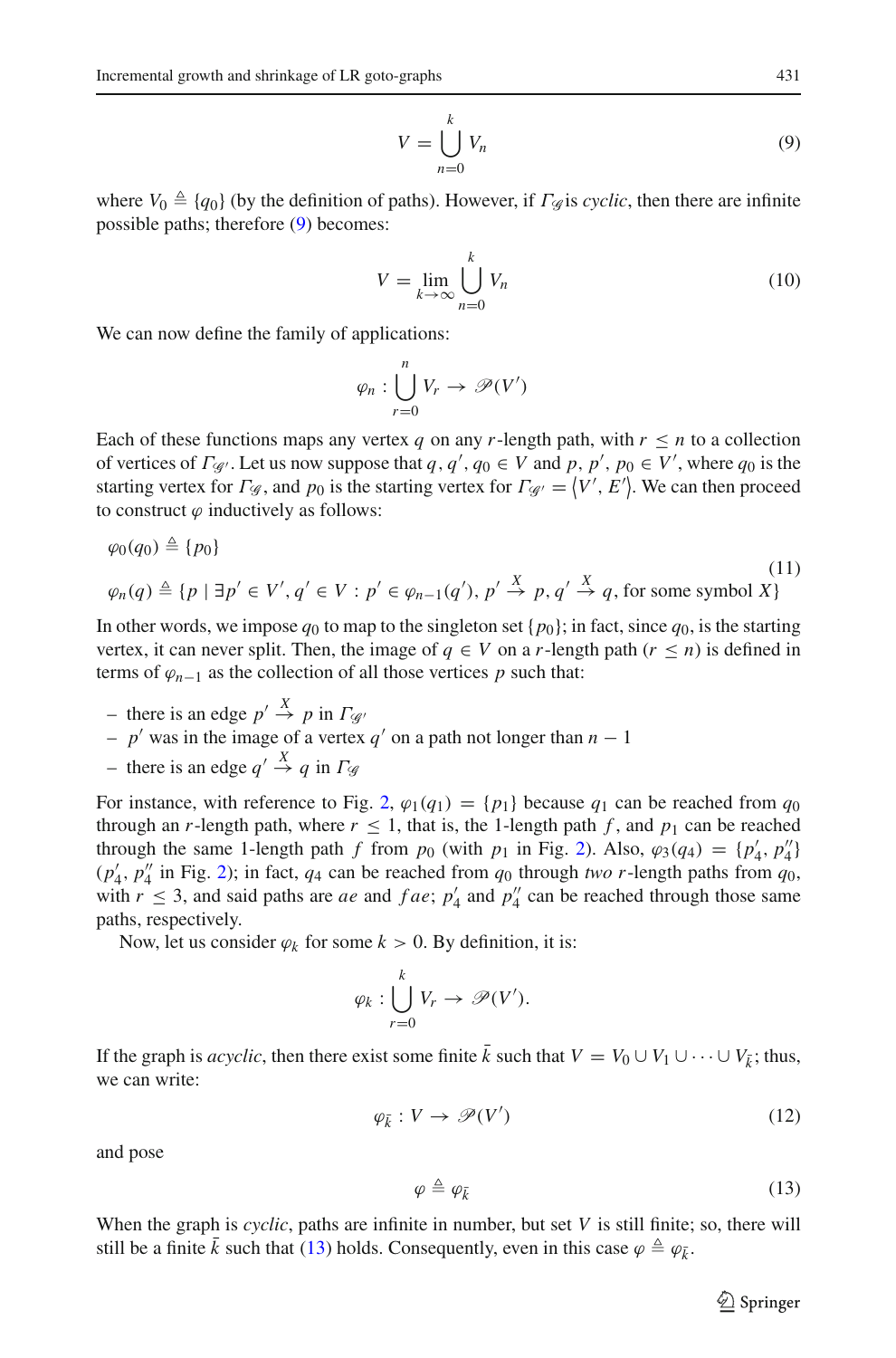$$V = \bigcup_{n=0}^{k} V_n \tag{9}$$

where $V_0 \triangleq \{q_0\}$ (by the definition of paths). However, if $\Gamma_{\mathscr{G}}$ is *cyclic*, then there are infinite possible paths; therefore (9) becomes:

$$V = \lim_{k \to \infty} \bigcup_{n=0}^{k} V_n \tag{10}$$

We can now define the family of applications:

$$\varphi_n : \bigcup_{r=0}^{n} V_r \to \mathscr{P}(V')$$

Each of these functions maps any vertex $q$ on any $r$-length path, with $r \leq n$ to a collection of vertices of $\Gamma_{\mathscr{G}'}$. Let us now suppose that $q, q', q_0 \in V$ and $p, p', p_0 \in V'$, where $q_0$ is the starting vertex for $\Gamma_{\mathscr{G}}$, and $p_0$ is the starting vertex for $\Gamma_{\mathscr{G}'} = \langle V', E' \rangle$. We can then proceed to construct $\varphi$ inductively as follows:

$$\begin{aligned} &\varphi_0(q_0) \triangleq \{p_0\} \\ &\varphi_n(q) \triangleq \{p \mid \exists p' \in V', q' \in V : p' \in \varphi_{n-1}(q'),\ p' \xrightarrow{X} p,\ q' \xrightarrow{X} q, \text{ for some symbol } X\} \end{aligned} \tag{11}$$

In other words, we impose $q_0$ to map to the singleton set $\{p_0\}$; in fact, since $q_0$, is the starting vertex, it can never split. Then, the image of $q \in V$ on a $r$-length path ($r \leq n$) is defined in terms of $\varphi_{n-1}$ as the collection of all those vertices $p$ such that:

- there is an edge $p' \xrightarrow{X} p$ in $\Gamma_{\mathscr{G}'}$
- $p'$ was in the image of a vertex $q'$ on a path not longer than $n - 1$
- there is an edge $q' \xrightarrow{X} q$ in $\Gamma_{\mathscr{G}}$

For instance, with reference to Fig. 2, $\varphi_1(q_1) = \{p_1\}$ because $q_1$ can be reached from $q_0$ through an $r$-length path, where $r \leq 1$, that is, the 1-length path $f$, and $p_1$ can be reached through the same 1-length path $f$ from $p_0$ (with $p_1$ in Fig. 2). Also, $\varphi_3(q_4) = \{p'_4, p''_4\}$ ($p'_4, p''_4$ in Fig. 2); in fact, $q_4$ can be reached from $q_0$ through *two* $r$-length paths from $q_0$, with $r \leq 3$, and said paths are $ae$ and $fae$; $p'_4$ and $p''_4$ can be reached through those same paths, respectively.

Now, let us consider $\varphi_k$ for some $k > 0$. By definition, it is:

$$\varphi_k : \bigcup_{r=0}^{k} V_r \to \mathscr{P}(V').$$

If the graph is *acyclic*, then there exist some finite $\bar{k}$ such that $V = V_0 \cup V_1 \cup \cdots \cup V_{\bar{k}}$; thus, we can write:

$$\varphi_{\bar{k}} : V \to \mathscr{P}(V') \tag{12}$$

and pose

$$\varphi \triangleq \varphi_{\bar{k}} \tag{13}$$

When the graph is *cyclic*, paths are infinite in number, but set $V$ is still finite; so, there will still be a finite $\bar{k}$ such that (13) holds. Consequently, even in this case $\varphi \triangleq \varphi_{\bar{k}}$.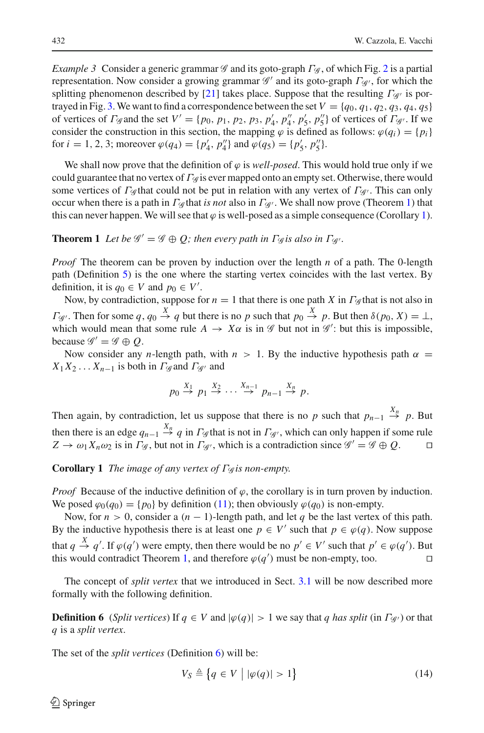*Example 3* Consider a generic grammar $\mathscr{G}$ and its goto-graph $\Gamma_{\mathscr{G}}$, of which Fig. 2 is a partial representation. Now consider a growing grammar $\mathscr{G}'$ and its goto-graph $\Gamma_{\mathscr{G}'}$, for which the splitting phenomenon described by [21] takes place. Suppose that the resulting $\Gamma_{\mathscr{G}'}$ is portrayed in Fig. 3. We want to find a correspondence between the set $V = \{q_0, q_1, q_2, q_3, q_4, q_5\}$ of vertices of $\Gamma_{\mathscr{G}}$ and the set $V' = \{p_0, p_1, p_2, p_3, p_4', p_4'', p_5', p_5''\}$ of vertices of $\Gamma_{\mathscr{G}'}$. If we consider the construction in this section, the mapping $\varphi$ is defined as follows: $\varphi(q_i) = \{p_i\}$ for $i = 1, 2, 3$; moreover $\varphi(q_4) = \{p_4', p_4''\}$ and $\varphi(q_5) = \{p_5', p_5''\}$.

We shall now prove that the definition of $\varphi$ is *well-posed*. This would hold true only if we could guarantee that no vertex of $\Gamma_{\mathscr{G}}$ is ever mapped onto an empty set. Otherwise, there would some vertices of $\Gamma_{\mathscr{G}}$ that could not be put in relation with any vertex of $\Gamma_{\mathscr{G}'}$. This can only occur when there is a path in $\Gamma_{\mathscr{G}}$ that *is not* also in $\Gamma_{\mathscr{G}'}$. We shall now prove (Theorem 1) that this can never happen. We will see that $\varphi$ is well-posed as a simple consequence (Corollary 1).

**Theorem 1** *Let be $\mathscr{G}' = \mathscr{G} \oplus Q$; then every path in $\Gamma_{\mathscr{G}}$ is also in $\Gamma_{\mathscr{G}'}$.*

*Proof* The theorem can be proven by induction over the length $n$ of a path. The 0-length path (Definition 5) is the one where the starting vertex coincides with the last vertex. By definition, it is $q_0 \in V$ and $p_0 \in V'$.

Now, by contradiction, suppose for $n = 1$ that there is one path $X$ in $\Gamma_{\mathscr{G}}$ that is not also in $\Gamma_{\mathscr{G}'}$. Then for some $q$, $q_0 \stackrel{X}{\to} q$ but there is no $p$ such that $p_0 \stackrel{X}{\to} p$. But then $\delta(p_0, X) = \bot$, which would mean that some rule $A \to X\alpha$ is in $\mathscr{G}$ but not in $\mathscr{G}'$: but this is impossible, because $\mathscr{G}' = \mathscr{G} \oplus Q$.

Now consider any $n$-length path, with $n > 1$. By the inductive hypothesis path $\alpha = X_1 X_2 \ldots X_{n-1}$ is both in $\Gamma_{\mathscr{G}}$ and $\Gamma_{\mathscr{G}'}$ and

$$p_0 \stackrel{X_1}{\to} p_1 \stackrel{X_2}{\to} \cdots \stackrel{X_{n-1}}{\to} p_{n-1} \stackrel{X_n}{\to} p.$$

Then again, by contradiction, let us suppose that there is no $p$ such that $p_{n-1} \stackrel{X_n}{\to} p$. But then there is an edge $q_{n-1} \stackrel{X_n}{\to} q$ in $\Gamma_{\mathscr{G}}$ that is not in $\Gamma_{\mathscr{G}'}$, which can only happen if some rule $Z \to \omega_1 X_n \omega_2$ is in $\Gamma_{\mathscr{G}}$, but not in $\Gamma_{\mathscr{G}'}$, which is a contradiction since $\mathscr{G}' = \mathscr{G} \oplus Q$. □

**Corollary 1** *The image of any vertex of $\Gamma_{\mathscr{G}}$ is non-empty.*

*Proof* Because of the inductive definition of $\varphi$, the corollary is in turn proven by induction. We posed $\varphi_0(q_0) = \{p_0\}$ by definition (11); then obviously $\varphi(q_0)$ is non-empty.

Now, for $n > 0$, consider a $(n-1)$-length path, and let $q$ be the last vertex of this path. By the inductive hypothesis there is at least one $p \in V'$ such that $p \in \varphi(q)$. Now suppose that $q \stackrel{X}{\to} q'$. If $\varphi(q')$ were empty, then there would be no $p' \in V'$ such that $p' \in \varphi(q')$. But this would contradict Theorem 1, and therefore $\varphi(q')$ must be non-empty, too. □

The concept of *split vertex* that we introduced in Sect. 3.1 will be now described more formally with the following definition.

**Definition 6** (*Split vertices*) If $q \in V$ and $|\varphi(q)| > 1$ we say that $q$ *has split* (in $\Gamma_{\mathscr{G}'}$) or that $q$ is a *split vertex*.

The set of the *split vertices* (Definition 6) will be:

$$V_S \triangleq \left\{ q \in V \;\middle|\; |\varphi(q)| > 1 \right\} \tag{14}$$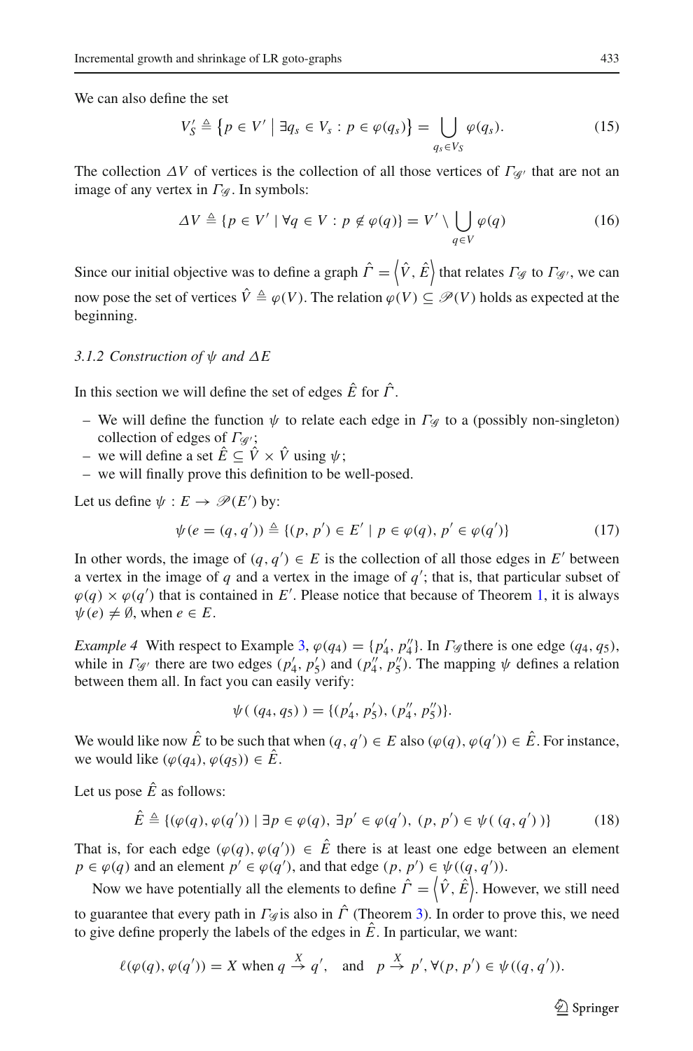We can also define the set

$$V'_S \triangleq \{p \in V' \mid \exists q_s \in V_s : p \in \varphi(q_s)\} = \bigcup_{q_s \in V_S} \varphi(q_s). \tag{15}$$

The collection $\Delta V$ of vertices is the collection of all those vertices of $\Gamma_{\mathscr{G}'}$ that are not an image of any vertex in $\Gamma_{\mathscr{G}}$. In symbols:

$$\Delta V \triangleq \{p \in V' \mid \forall q \in V : p \notin \varphi(q)\} = V' \setminus \bigcup_{q \in V} \varphi(q) \tag{16}$$

Since our initial objective was to define a graph $\hat{\Gamma} = \left\langle \hat{V}, \hat{E} \right\rangle$ that relates $\Gamma_{\mathscr{G}}$ to $\Gamma_{\mathscr{G}'}$, we can now pose the set of vertices $\hat{V} \triangleq \varphi(V)$. The relation $\varphi(V) \subseteq \mathscr{P}(V)$ holds as expected at the beginning.

### 3.1.2 Construction of $\psi$ and $\Delta E$

In this section we will define the set of edges $\hat{E}$ for $\hat{\Gamma}$.

- We will define the function $\psi$ to relate each edge in $\Gamma_{\mathscr{G}}$ to a (possibly non-singleton) collection of edges of $\Gamma_{\mathscr{G}'}$;
- we will define a set $\hat{E} \subseteq \hat{V} \times \hat{V}$ using $\psi$;
- we will finally prove this definition to be well-posed.

Let us define $\psi : E \to \mathscr{P}(E')$ by:

$$\psi(e = (q, q')) \triangleq \{(p, p') \in E' \mid p \in \varphi(q),\, p' \in \varphi(q')\} \tag{17}$$

In other words, the image of $(q, q') \in E$ is the collection of all those edges in $E'$ between a vertex in the image of $q$ and a vertex in the image of $q'$; that is, that particular subset of $\varphi(q) \times \varphi(q')$ that is contained in $E'$. Please notice that because of Theorem 1, it is always $\psi(e) \neq \emptyset$, when $e \in E$.

*Example 4* With respect to Example 3, $\varphi(q_4) = \{p'_4, p''_4\}$. In $\Gamma_{\mathscr{G}}$there is one edge $(q_4, q_5)$, while in $\Gamma_{\mathscr{G}'}$ there are two edges $(p'_4, p'_5)$ and $(p''_4, p''_5)$. The mapping $\psi$ defines a relation between them all. In fact you can easily verify:

$$\psi(\,(q_4, q_5)\,) = \{(p'_4, p'_5), (p''_4, p''_5)\}.$$

We would like now $\hat{E}$ to be such that when $(q, q') \in E$ also $(\varphi(q), \varphi(q')) \in \hat{E}$. For instance, we would like $(\varphi(q_4), \varphi(q_5)) \in \hat{E}$.

Let us pose $\hat{E}$ as follows:

$$\hat{E} \triangleq \{(\varphi(q), \varphi(q')) \mid \exists p \in \varphi(q),\, \exists p' \in \varphi(q'),\, (p, p') \in \psi(\,(q, q')\,)\} \tag{18}$$

That is, for each edge $(\varphi(q), \varphi(q')) \in \hat{E}$ there is at least one edge between an element $p \in \varphi(q)$ and an element $p' \in \varphi(q')$, and that edge $(p, p') \in \psi((q, q'))$.

Now we have potentially all the elements to define $\hat{\Gamma} = \left\langle \hat{V}, \hat{E} \right\rangle$. However, we still need to guarantee that every path in $\Gamma_{\mathscr{G}}$is also in $\hat{\Gamma}$ (Theorem 3). In order to prove this, we need to give define properly the labels of the edges in $\hat{E}$. In particular, we want:

$$\ell(\varphi(q), \varphi(q')) = X \text{ when } q \xrightarrow{X} q', \quad \text{and} \quad p \xrightarrow{X} p', \forall (p, p') \in \psi((q, q')).$$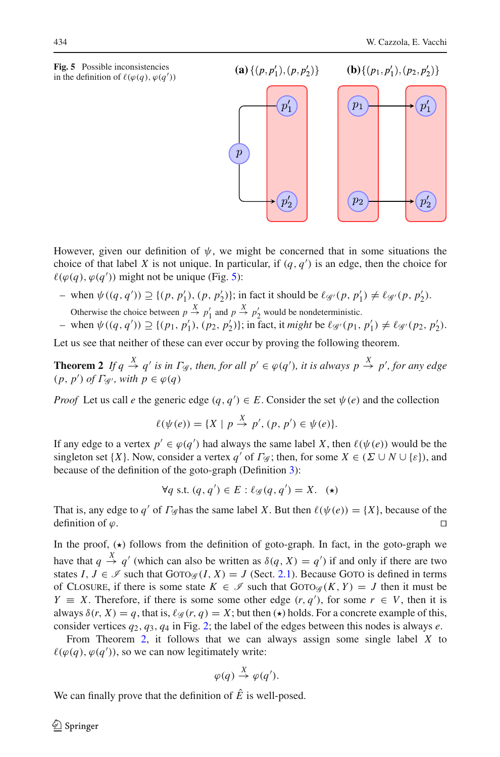**Fig. 5** Possible inconsistencies in the definition of $\ell(\varphi(q), \varphi(q'))$

**(a)** $\{(p, p'_1), (p, p'_2)\}$ **(b)** $\{(p_1, p'_1), (p_2, p'_2)\}$

However, given our definition of $\psi$, we might be concerned that in some situations the choice of that label $X$ is not unique. In particular, if $(q, q')$ is an edge, then the choice for $\ell(\varphi(q), \varphi(q'))$ might not be unique (Fig. 5):

– when $\psi((q, q')) \supseteq \{(p, p'_1), (p, p'_2)\}$; in fact it should be $\ell_{\mathscr{G}'}(p, p'_1) \neq \ell_{\mathscr{G}'}(p, p'_2)$. Otherwise the choice between $p \xrightarrow{X} p'_1$ and $p \xrightarrow{X} p'_2$ would be nondeterministic.
– when $\psi((q, q')) \supseteq \{(p_1, p'_1), (p_2, p'_2)\}$; in fact, it *might* be $\ell_{\mathscr{G}'}(p_1, p'_1) \neq \ell_{\mathscr{G}'}(p_2, p'_2)$.

Let us see that neither of these can ever occur by proving the following theorem.

**Theorem 2** *If $q \xrightarrow{X} q'$ is in $\Gamma_{\mathscr{G}}$, then, for all $p' \in \varphi(q')$, it is always $p \xrightarrow{X} p'$, for any edge $(p, p')$ of $\Gamma_{\mathscr{G}'}$, with $p \in \varphi(q)$*

*Proof* Let us call $e$ the generic edge $(q, q') \in E$. Consider the set $\psi(e)$ and the collection

$$\ell(\psi(e)) = \{X \mid p \xrightarrow{X} p', (p, p') \in \psi(e)\}.$$

If any edge to a vertex $p' \in \varphi(q')$ had always the same label $X$, then $\ell(\psi(e))$ would be the singleton set $\{X\}$. Now, consider a vertex $q'$ of $\Gamma_{\mathscr{G}}$; then, for some $X \in (\Sigma \cup N \cup \{\varepsilon\})$, and because of the definition of the goto-graph (Definition 3):

$$\forall q \text{ s.t. } (q, q') \in E : \ell_{\mathscr{G}}(q, q') = X. \quad (\star)$$

That is, any edge to $q'$ of $\Gamma_{\mathscr{G}}$ has the same label $X$. But then $\ell(\psi(e)) = \{X\}$, because of the definition of $\varphi$. $\square$

In the proof, $(\star)$ follows from the definition of goto-graph. In fact, in the goto-graph we have that $q \xrightarrow{X} q'$ (which can also be written as $\delta(q, X) = q'$) if and only if there are two states $I, J \in \mathscr{I}$ such that $\text{Goto}_{\mathscr{G}}(I, X) = J$ (Sect. 2.1). Because $\text{Goto}$ is defined in terms of $\text{Closure}$, if there is some state $K \in \mathscr{I}$ such that $\text{Goto}_{\mathscr{G}}(K, Y) = J$ then it must be $Y \equiv X$. Therefore, if there is some some other edge $(r, q')$, for some $r \in V$, then it is always $\delta(r, X) = q$, that is, $\ell_{\mathscr{G}}(r, q) = X$; but then $(\star)$ holds. For a concrete example of this, consider vertices $q_2, q_3, q_4$ in Fig. 2; the label of the edges between this nodes is always $e$.

From Theorem 2, it follows that we can always assign some single label $X$ to $\ell(\varphi(q), \varphi(q'))$, so we can now legitimately write:

$$\varphi(q) \xrightarrow{X} \varphi(q').$$

We can finally prove that the definition of $\hat{E}$ is well-posed.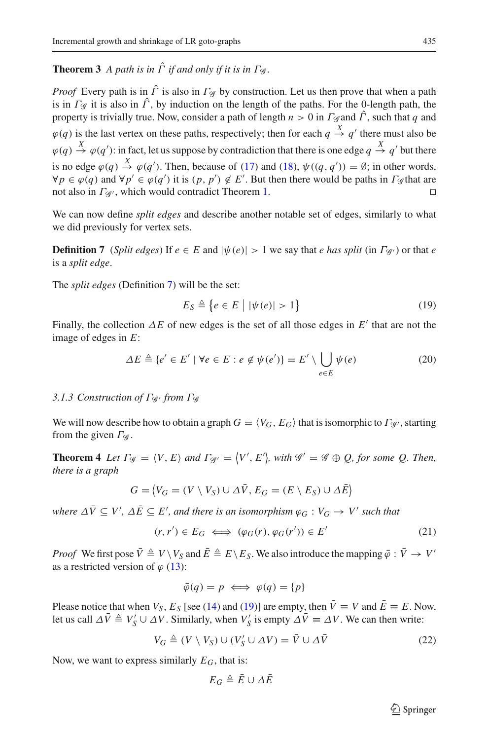**Theorem 3** *A path is in $\hat{\Gamma}$ if and only if it is in $\Gamma_{\mathscr{G}}$.*

*Proof* Every path is in $\hat{\Gamma}$ is also in $\Gamma_{\mathscr{G}}$ by construction. Let us then prove that when a path is in $\Gamma_{\mathscr{G}}$ it is also in $\hat{\Gamma}$, by induction on the length of the paths. For the 0-length path, the property is trivially true. Now, consider a path of length $n > 0$ in $\Gamma_{\mathscr{G}}$ and $\hat{\Gamma}$, such that $q$ and $\varphi(q)$ is the last vertex on these paths, respectively; then for each $q \xrightarrow{X} q'$ there must also be $\varphi(q) \xrightarrow{X} \varphi(q')$: in fact, let us suppose by contradiction that there is one edge $q \xrightarrow{X} q'$ but there is no edge $\varphi(q) \xrightarrow{X} \varphi(q')$. Then, because of (17) and (18), $\psi((q, q')) = \emptyset$; in other words, $\forall p \in \varphi(q)$ and $\forall p' \in \varphi(q')$ it is $(p, p') \notin E'$. But then there would be paths in $\Gamma_{\mathscr{G}}$ that are not also in $\Gamma_{\mathscr{G}'}$, which would contradict Theorem 1. □

We can now define *split edges* and describe another notable set of edges, similarly to what we did previously for vertex sets.

**Definition 7** (*Split edges*) If $e \in E$ and $|\psi(e)| > 1$ we say that *e has split* (in $\Gamma_{\mathscr{G}'}$) or that *e* is a *split edge*.

The *split edges* (Definition 7) will be the set:

$$E_S \triangleq \left\{ e \in E \;\middle|\; |\psi(e)| > 1 \right\} \tag{19}$$

Finally, the collection $\Delta E$ of new edges is the set of all those edges in $E'$ that are not the image of edges in $E$:

$$\Delta E \triangleq \{e' \in E' \mid \forall e \in E : e \notin \psi(e')\} = E' \setminus \bigcup_{e \in E} \psi(e) \tag{20}$$

*3.1.3 Construction of $\Gamma_{\mathscr{G}'}$ from $\Gamma_{\mathscr{G}}$*

We will now describe how to obtain a graph $G = \langle V_G, E_G \rangle$ that is isomorphic to $\Gamma_{\mathscr{G}'}$, starting from the given $\Gamma_{\mathscr{G}}$.

**Theorem 4** *Let $\Gamma_{\mathscr{G}} = \langle V, E \rangle$ and $\Gamma_{\mathscr{G}'} = \langle V', E' \rangle$, with $\mathscr{G}' = \mathscr{G} \oplus Q$, for some $Q$. Then, there is a graph*

$$G = \left\langle V_G = (V \setminus V_S) \cup \Delta\bar{V}, E_G = (E \setminus E_S) \cup \Delta\bar{E} \right\rangle$$

*where $\Delta\bar{V} \subseteq V'$, $\Delta\bar{E} \subseteq E'$, and there is an isomorphism $\varphi_G : V_G \to V'$ such that*

$$(r, r') \in E_G \iff (\varphi_G(r), \varphi_G(r')) \in E' \tag{21}$$

*Proof* We first pose $\bar{V} \triangleq V \setminus V_S$ and $\bar{E} \triangleq E \setminus E_S$. We also introduce the mapping $\bar{\varphi} : \bar{V} \to V'$ as a restricted version of $\varphi$ (13):

$$\bar{\varphi}(q) = p \iff \varphi(q) = \{p\}$$

Please notice that when $V_S$, $E_S$ [see (14) and (19)] are empty, then $\bar{V} \equiv V$ and $\bar{E} \equiv E$. Now, let us call $\Delta\bar{V} \triangleq V'_S \cup \Delta V$. Similarly, when $V'_S$ is empty $\Delta\bar{V} \equiv \Delta V$. We can then write:

$$V_G \triangleq (V \setminus V_S) \cup (V'_S \cup \Delta V) = \bar{V} \cup \Delta\bar{V} \tag{22}$$

Now, we want to express similarly $E_G$, that is:

$$E_G \triangleq \bar{E} \cup \Delta\bar{E}$$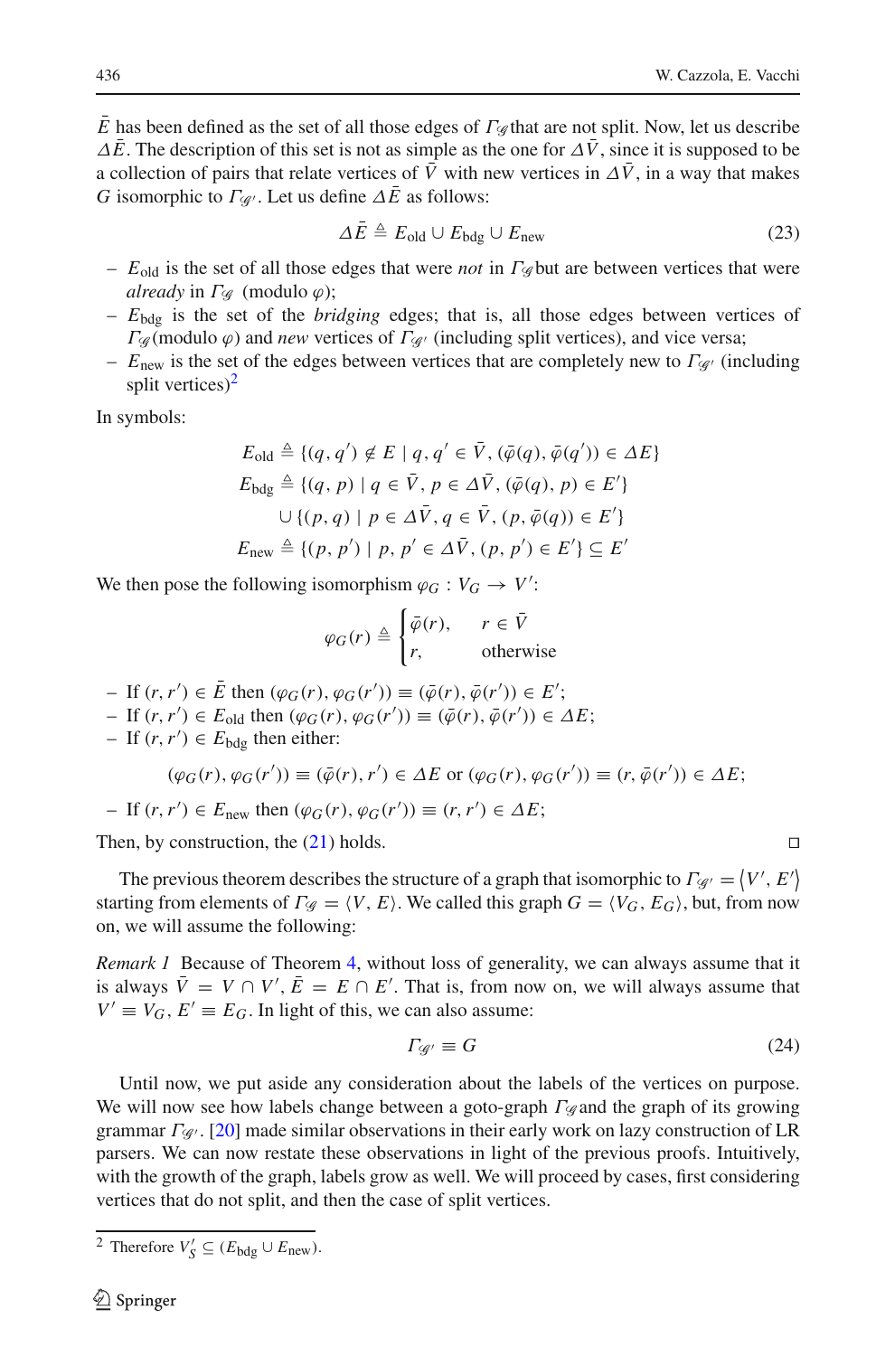$\bar{E}$ has been defined as the set of all those edges of $\Gamma_{\mathscr{G}}$ that are not split. Now, let us describe $\Delta\bar{E}$. The description of this set is not as simple as the one for $\Delta\bar{V}$, since it is supposed to be a collection of pairs that relate vertices of $\bar{V}$ with new vertices in $\Delta\bar{V}$, in a way that makes $G$ isomorphic to $\Gamma_{\mathscr{G}'}$. Let us define $\Delta\bar{E}$ as follows:

$$\Delta\bar{E} \triangleq E_{\text{old}} \cup E_{\text{bdg}} \cup E_{\text{new}} \tag{23}$$

- $E_{\text{old}}$ is the set of all those edges that were *not* in $\Gamma_{\mathscr{G}}$ but are between vertices that were *already* in $\Gamma_{\mathscr{G}}$ (modulo $\varphi$);
- $E_{\text{bdg}}$ is the set of the *bridging* edges; that is, all those edges between vertices of $\Gamma_{\mathscr{G}}$ (modulo $\varphi$) and *new* vertices of $\Gamma_{\mathscr{G}'}$ (including split vertices), and vice versa;
- $E_{\text{new}}$ is the set of the edges between vertices that are completely new to $\Gamma_{\mathscr{G}'}$ (including split vertices)[2]

In symbols:

$$
\begin{aligned}
E_{\text{old}} &\triangleq \{(q, q') \notin E \mid q, q' \in \bar{V}, (\bar{\varphi}(q), \bar{\varphi}(q')) \in \Delta E\} \\
E_{\text{bdg}} &\triangleq \{(q, p) \mid q \in \bar{V}, p \in \Delta\bar{V}, (\bar{\varphi}(q), p) \in E'\} \\
&\quad \cup \{(p, q) \mid p \in \Delta\bar{V}, q \in \bar{V}, (p, \bar{\varphi}(q)) \in E'\} \\
E_{\text{new}} &\triangleq \{(p, p') \mid p, p' \in \Delta\bar{V}, (p, p') \in E'\} \subseteq E'
\end{aligned}
$$

We then pose the following isomorphism $\varphi_G : V_G \to V'$:

$$
\varphi_G(r) \triangleq \begin{cases} \bar{\varphi}(r), & r \in \bar{V} \\ r, & \text{otherwise} \end{cases}
$$

- If $(r, r') \in \bar{E}$ then $(\varphi_G(r), \varphi_G(r')) \equiv (\bar{\varphi}(r), \bar{\varphi}(r')) \in E'$;
- If $(r, r') \in E_{\text{old}}$ then $(\varphi_G(r), \varphi_G(r')) \equiv (\bar{\varphi}(r), \bar{\varphi}(r')) \in \Delta E$;
- If $(r, r') \in E_{\text{bdg}}$ then either:

$$(\varphi_G(r), \varphi_G(r')) \equiv (\bar{\varphi}(r), r') \in \Delta E \text{ or } (\varphi_G(r), \varphi_G(r')) \equiv (r, \bar{\varphi}(r')) \in \Delta E;$$

- If $(r, r') \in E_{\text{new}}$ then $(\varphi_G(r), \varphi_G(r')) \equiv (r, r') \in \Delta E$;

Then, by construction, the (21) holds. □

The previous theorem describes the structure of a graph that isomorphic to $\Gamma_{\mathscr{G}'} = \langle V', E' \rangle$ starting from elements of $\Gamma_{\mathscr{G}} = \langle V, E \rangle$. We called this graph $G = \langle V_G, E_G \rangle$, but, from now on, we will assume the following:

*Remark 1* Because of Theorem 4, without loss of generality, we can always assume that it is always $\bar{V} = V \cap V'$, $\bar{E} = E \cap E'$. That is, from now on, we will always assume that $V' \equiv V_G$, $E' \equiv E_G$. In light of this, we can also assume:

$$\Gamma_{\mathscr{G}'} \equiv G \tag{24}$$

Until now, we put aside any consideration about the labels of the vertices on purpose. We will now see how labels change between a goto-graph $\Gamma_{\mathscr{G}}$ and the graph of its growing grammar $\Gamma_{\mathscr{G}'}$. [20] made similar observations in their early work on lazy construction of LR parsers. We can now restate these observations in light of the previous proofs. Intuitively, with the growth of the graph, labels grow as well. We will proceed by cases, first considering vertices that do not split, and then the case of split vertices.

---

[2] Therefore $V'_S \subseteq (E_{\text{bdg}} \cup E_{\text{new}})$.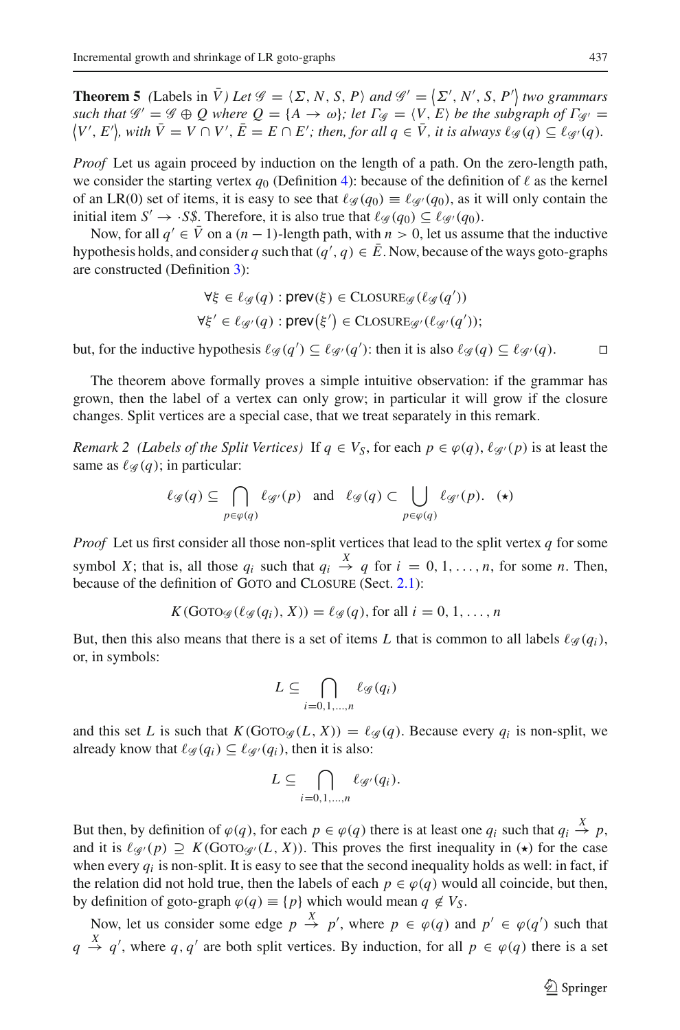**Theorem 5** *(Labels in $\bar{V}$) Let $\mathscr{G} = \langle \Sigma, N, S, P\rangle$ and $\mathscr{G}' = \langle \Sigma', N', S, P'\rangle$ two grammars such that $\mathscr{G}' = \mathscr{G} \oplus Q$ where $Q = \{A \to \omega\}$; let $\Gamma_{\mathscr{G}} = \langle V, E\rangle$ be the subgraph of $\Gamma_{\mathscr{G}'} = \langle V', E'\rangle$, with $\bar{V} = V \cap V'$, $\bar{E} = E \cap E'$; then, for all $q \in \bar{V}$, it is always $\ell_{\mathscr{G}}(q) \subseteq \ell_{\mathscr{G}'}(q)$.*

*Proof* Let us again proceed by induction on the length of a path. On the zero-length path, we consider the starting vertex $q_0$ (Definition 4): because of the definition of $\ell$ as the kernel of an LR(0) set of items, it is easy to see that $\ell_{\mathscr{G}}(q_0) \equiv \ell_{\mathscr{G}'}(q_0)$, as it will only contain the initial item $S' \to \cdot S\$$. Therefore, it is also true that $\ell_{\mathscr{G}}(q_0) \subseteq \ell_{\mathscr{G}'}(q_0)$.

Now, for all $q' \in \bar{V}$ on a $(n-1)$-length path, with $n > 0$, let us assume that the inductive hypothesis holds, and consider $q$ such that $(q', q) \in \bar{E}$. Now, because of the ways goto-graphs are constructed (Definition 3):

$$\forall \xi \in \ell_{\mathscr{G}}(q) : \mathsf{prev}(\xi) \in \textsc{Closure}_{\mathscr{G}}(\ell_{\mathscr{G}}(q'))$$
$$\forall \xi' \in \ell_{\mathscr{G}'}(q) : \mathsf{prev}(\xi') \in \textsc{Closure}_{\mathscr{G}'}(\ell_{\mathscr{G}'}(q'));$$

but, for the inductive hypothesis $\ell_{\mathscr{G}}(q') \subseteq \ell_{\mathscr{G}'}(q')$: then it is also $\ell_{\mathscr{G}}(q) \subseteq \ell_{\mathscr{G}'}(q)$. $\square$

The theorem above formally proves a simple intuitive observation: if the grammar has grown, then the label of a vertex can only grow; in particular it will grow if the closure changes. Split vertices are a special case, that we treat separately in this remark.

*Remark 2 (Labels of the Split Vertices)* If $q \in V_S$, for each $p \in \varphi(q)$, $\ell_{\mathscr{G}'}(p)$ is at least the same as $\ell_{\mathscr{G}}(q)$; in particular:

$$\ell_{\mathscr{G}}(q) \subseteq \bigcap_{p \in \varphi(q)} \ell_{\mathscr{G}'}(p) \quad \text{and} \quad \ell_{\mathscr{G}}(q) \subset \bigcup_{p \in \varphi(q)} \ell_{\mathscr{G}'}(p). \quad (\star)$$

*Proof* Let us first consider all those non-split vertices that lead to the split vertex $q$ for some symbol $X$; that is, all those $q_i$ such that $q_i \overset{X}{\to} q$ for $i = 0, 1, \ldots, n$, for some $n$. Then, because of the definition of Goto and Closure (Sect. 2.1):

$$K(\textsc{Goto}_{\mathscr{G}}(\ell_{\mathscr{G}}(q_i), X)) = \ell_{\mathscr{G}}(q), \text{ for all } i = 0, 1, \ldots, n$$

But, then this also means that there is a set of items $L$ that is common to all labels $\ell_{\mathscr{G}}(q_i)$, or, in symbols:

$$L \subseteq \bigcap_{i=0,1,\ldots,n} \ell_{\mathscr{G}}(q_i)$$

and this set $L$ is such that $K(\textsc{Goto}_{\mathscr{G}}(L, X)) = \ell_{\mathscr{G}}(q)$. Because every $q_i$ is non-split, we already know that $\ell_{\mathscr{G}}(q_i) \subseteq \ell_{\mathscr{G}'}(q_i)$, then it is also:

$$L \subseteq \bigcap_{i=0,1,\ldots,n} \ell_{\mathscr{G}'}(q_i).$$

But then, by definition of $\varphi(q)$, for each $p \in \varphi(q)$ there is at least one $q_i$ such that $q_i \overset{X}{\to} p$, and it is $\ell_{\mathscr{G}'}(p) \supseteq K(\textsc{Goto}_{\mathscr{G}'}(L, X))$. This proves the first inequality in $(\star)$ for the case when every $q_i$ is non-split. It is easy to see that the second inequality holds as well: in fact, if the relation did not hold true, then the labels of each $p \in \varphi(q)$ would all coincide, but then, by definition of goto-graph $\varphi(q) \equiv \{p\}$ which would mean $q \notin V_S$.

Now, let us consider some edge $p \overset{X}{\to} p'$, where $p \in \varphi(q)$ and $p' \in \varphi(q')$ such that $q \overset{X}{\to} q'$, where $q, q'$ are both split vertices. By induction, for all $p \in \varphi(q)$ there is a set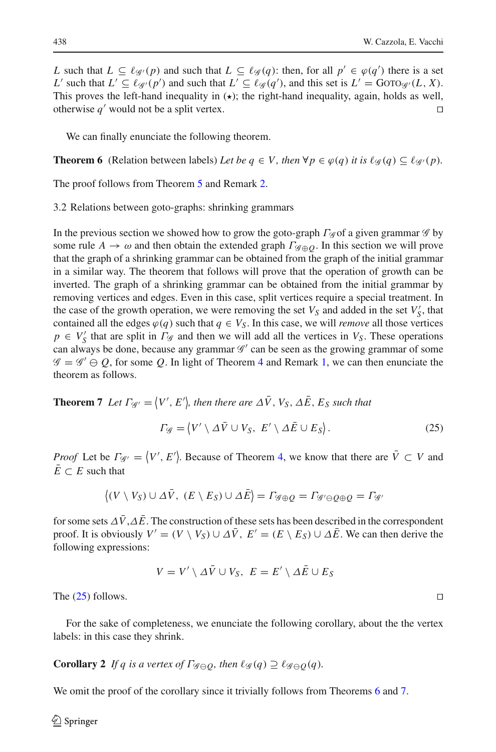$L$ such that $L \subseteq \ell_{\mathscr{G}'}(p)$ and such that $L \subseteq \ell_{\mathscr{G}}(q)$: then, for all $p' \in \varphi(q')$ there is a set $L'$ such that $L' \subseteq \ell_{\mathscr{G}'}(p')$ and such that $L' \subseteq \ell_{\mathscr{G}}(q')$, and this set is $L' = \text{GOTO}_{\mathscr{G}'}(L, X)$. This proves the left-hand inequality in ($\star$); the right-hand inequality, again, holds as well, otherwise $q'$ would not be a split vertex. □

We can finally enunciate the following theorem.

**Theorem 6** (Relation between labels) *Let be $q \in V$, then $\forall p \in \varphi(q)$ it is $\ell_{\mathscr{G}}(q) \subseteq \ell_{\mathscr{G}'}(p)$.*

The proof follows from Theorem 5 and Remark 2.

### 3.2 Relations between goto-graphs: shrinking grammars

In the previous section we showed how to grow the goto-graph $\Gamma_{\mathscr{G}}$ of a given grammar $\mathscr{G}$ by some rule $A \to \omega$ and then obtain the extended graph $\Gamma_{\mathscr{G} \oplus Q}$. In this section we will prove that the graph of a shrinking grammar can be obtained from the graph of the initial grammar in a similar way. The theorem that follows will prove that the operation of growth can be inverted. The graph of a shrinking grammar can be obtained from the initial grammar by removing vertices and edges. Even in this case, split vertices require a special treatment. In the case of the growth operation, we were removing the set $V_S$ and added in the set $V_S'$, that contained all the edges $\varphi(q)$ such that $q \in V_S$. In this case, we will *remove* all those vertices $p \in V_S'$ that are split in $\Gamma_{\mathscr{G}}$ and then we will add all the vertices in $V_S$. These operations can always be done, because any grammar $\mathscr{G}'$ can be seen as the growing grammar of some $\mathscr{G} = \mathscr{G}' \ominus Q$, for some $Q$. In light of Theorem 4 and Remark 1, we can then enunciate the theorem as follows.

**Theorem 7** *Let $\Gamma_{\mathscr{G}'} = \langle V', E' \rangle$, then there are $\Delta\bar{V}$, $V_S$, $\Delta\bar{E}$, $E_S$ such that*

$$\Gamma_{\mathscr{G}} = \langle V' \setminus \Delta\bar{V} \cup V_S,\ E' \setminus \Delta\bar{E} \cup E_S \rangle. \tag{25}$$

*Proof* Let be $\Gamma_{\mathscr{G}'} = \langle V', E' \rangle$. Because of Theorem 4, we know that there are $\bar{V} \subset V$ and $\bar{E} \subset E$ such that

$$\langle (V \setminus V_S) \cup \Delta\bar{V},\ (E \setminus E_S) \cup \Delta\bar{E} \rangle = \Gamma_{\mathscr{G} \oplus Q} = \Gamma_{\mathscr{G}' \ominus Q \oplus Q} = \Gamma_{\mathscr{G}'}$$

for some sets $\Delta\bar{V}$,$\Delta\bar{E}$. The construction of these sets has been described in the correspondent proof. It is obviously $V' = (V \setminus V_S) \cup \Delta\bar{V}$, $E' = (E \setminus E_S) \cup \Delta\bar{E}$. We can then derive the following expressions:

$$V = V' \setminus \Delta\bar{V} \cup V_S,\ E = E' \setminus \Delta\bar{E} \cup E_S$$

The (25) follows. □

For the sake of completeness, we enunciate the following corollary, about the the vertex labels: in this case they shrink.

**Corollary 2** *If $q$ is a vertex of $\Gamma_{\mathscr{G} \ominus Q}$, then $\ell_{\mathscr{G}}(q) \supseteq \ell_{\mathscr{G} \ominus Q}(q)$.*

We omit the proof of the corollary since it trivially follows from Theorems 6 and 7.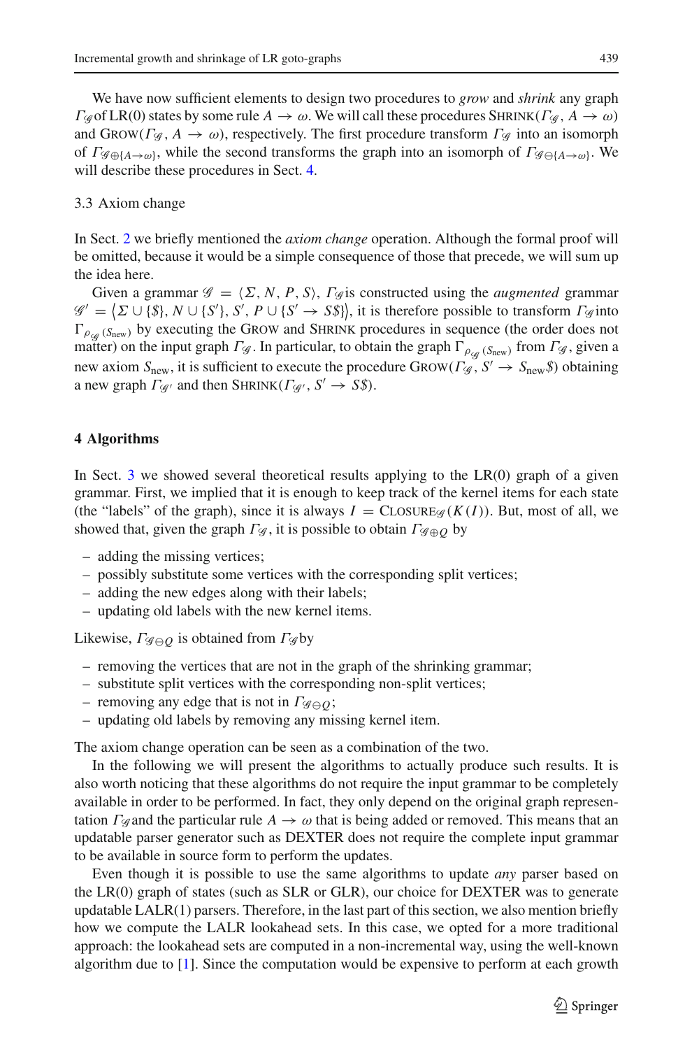We have now sufficient elements to design two procedures to *grow* and *shrink* any graph $\Gamma_{\mathscr{G}}$ of LR(0) states by some rule $A \to \omega$. We will call these procedures SHRINK($\Gamma_{\mathscr{G}}, A \to \omega$) and GROW($\Gamma_{\mathscr{G}}, A \to \omega$), respectively. The first procedure transform $\Gamma_{\mathscr{G}}$ into an isomorph of $\Gamma_{\mathscr{G} \oplus \{A \to \omega\}}$, while the second transforms the graph into an isomorph of $\Gamma_{\mathscr{G} \ominus \{A \to \omega\}}$. We will describe these procedures in Sect. 4.

### 3.3 Axiom change

In Sect. 2 we briefly mentioned the *axiom change* operation. Although the formal proof will be omitted, because it would be a simple consequence of those that precede, we will sum up the idea here.

Given a grammar $\mathscr{G} = \langle \Sigma, N, P, S \rangle$, $\Gamma_{\mathscr{G}}$ is constructed using the *augmented* grammar $\mathscr{G}' = \langle \Sigma \cup \{\$\}, N \cup \{S'\}, S', P \cup \{S' \to S\$\} \rangle$, it is therefore possible to transform $\Gamma_{\mathscr{G}}$ into $\Gamma_{\rho_{\mathscr{G}}(S_{\text{new}})}$ by executing the GROW and SHRINK procedures in sequence (the order does not matter) on the input graph $\Gamma_{\mathscr{G}}$. In particular, to obtain the graph $\Gamma_{\rho_{\mathscr{G}}(S_{\text{new}})}$ from $\Gamma_{\mathscr{G}}$, given a new axiom $S_{\text{new}}$, it is sufficient to execute the procedure GROW($\Gamma_{\mathscr{G}}, S' \to S_{\text{new}}\$$) obtaining a new graph $\Gamma_{\mathscr{G}'}$ and then SHRINK($\Gamma_{\mathscr{G}'}, S' \to S\$$).

## 4 Algorithms

In Sect. 3 we showed several theoretical results applying to the LR(0) graph of a given grammar. First, we implied that it is enough to keep track of the kernel items for each state (the "labels" of the graph), since it is always $I = \text{CLOSURE}_{\mathscr{G}}(K(I))$. But, most of all, we showed that, given the graph $\Gamma_{\mathscr{G}}$, it is possible to obtain $\Gamma_{\mathscr{G} \oplus Q}$ by

- adding the missing vertices;
- possibly substitute some vertices with the corresponding split vertices;
- adding the new edges along with their labels;
- updating old labels with the new kernel items.

Likewise, $\Gamma_{\mathscr{G} \ominus Q}$ is obtained from $\Gamma_{\mathscr{G}}$ by

- removing the vertices that are not in the graph of the shrinking grammar;
- substitute split vertices with the corresponding non-split vertices;
- removing any edge that is not in $\Gamma_{\mathscr{G} \ominus Q}$;
- updating old labels by removing any missing kernel item.

The axiom change operation can be seen as a combination of the two.

In the following we will present the algorithms to actually produce such results. It is also worth noticing that these algorithms do not require the input grammar to be completely available in order to be performed. In fact, they only depend on the original graph representation $\Gamma_{\mathscr{G}}$ and the particular rule $A \to \omega$ that is being added or removed. This means that an updatable parser generator such as DEXTER does not require the complete input grammar to be available in source form to perform the updates.

Even though it is possible to use the same algorithms to update *any* parser based on the LR(0) graph of states (such as SLR or GLR), our choice for DEXTER was to generate updatable LALR(1) parsers. Therefore, in the last part of this section, we also mention briefly how we compute the LALR lookahead sets. In this case, we opted for a more traditional approach: the lookahead sets are computed in a non-incremental way, using the well-known algorithm due to [1]. Since the computation would be expensive to perform at each growth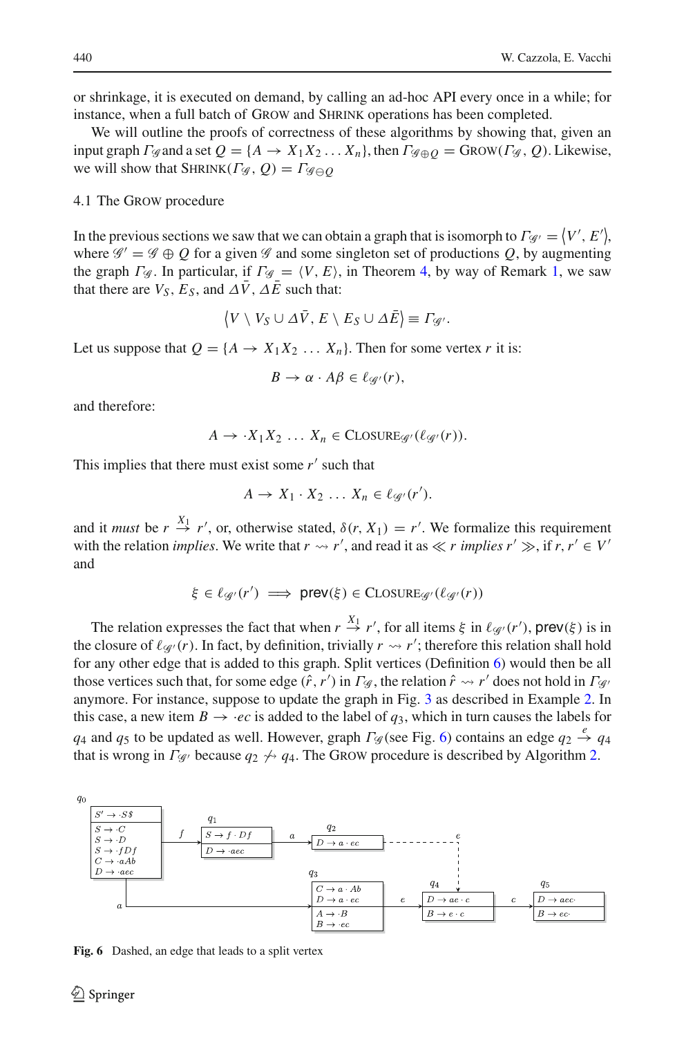or shrinkage, it is executed on demand, by calling an ad-hoc API every once in a while; for instance, when a full batch of GROW and SHRINK operations has been completed.

We will outline the proofs of correctness of these algorithms by showing that, given an input graph $\Gamma_{\mathscr{G}}$ and a set $Q = \{A \to X_1 X_2 \ldots X_n\}$, then $\Gamma_{\mathscr{G}\oplus Q} = \text{GROW}(\Gamma_{\mathscr{G}}, Q)$. Likewise, we will show that $\text{SHRINK}(\Gamma_{\mathscr{G}}, Q) = \Gamma_{\mathscr{G}\ominus Q}$

### 4.1 The GROW procedure

In the previous sections we saw that we can obtain a graph that is isomorph to $\Gamma_{\mathscr{G}'} = \langle V', E' \rangle$, where $\mathscr{G}' = \mathscr{G} \oplus Q$ for a given $\mathscr{G}$ and some singleton set of productions $Q$, by augmenting the graph $\Gamma_{\mathscr{G}}$. In particular, if $\Gamma_{\mathscr{G}} = \langle V, E \rangle$, in Theorem 4, by way of Remark 1, we saw that there are $V_S$, $E_S$, and $\Delta\bar{V}$, $\Delta\bar{E}$ such that:

$$\langle V \setminus V_S \cup \Delta\bar{V}, E \setminus E_S \cup \Delta\bar{E} \rangle \equiv \Gamma_{\mathscr{G}'}.$$

Let us suppose that $Q = \{A \to X_1 X_2 \ \ldots \ X_n\}$. Then for some vertex $r$ it is:

$$B \to \alpha \cdot A\beta \in \ell_{\mathscr{G}'}(r),$$

and therefore:

$$A \to \cdot X_1 X_2 \ \ldots \ X_n \in \text{CLOSURE}_{\mathscr{G}'}(\ell_{\mathscr{G}'}(r)).$$

This implies that there must exist some $r'$ such that

$$A \to X_1 \cdot X_2 \ \ldots \ X_n \in \ell_{\mathscr{G}'}(r').$$

and it *must* be $r \xrightarrow{X_1} r'$, or, otherwise stated, $\delta(r, X_1) = r'$. We formalize this requirement with the relation *implies*. We write that $r \rightsquigarrow r'$, and read it as $\ll r$ *implies* $r' \gg$, if $r, r' \in V'$ and

$$\xi \in \ell_{\mathscr{G}'}(r') \implies \mathsf{prev}(\xi) \in \text{CLOSURE}_{\mathscr{G}'}(\ell_{\mathscr{G}'}(r))$$

The relation expresses the fact that when $r \xrightarrow{X_1} r'$, for all items $\xi$ in $\ell_{\mathscr{G}'}(r')$, $\mathsf{prev}(\xi)$ is in the closure of $\ell_{\mathscr{G}'}(r)$. In fact, by definition, trivially $r \rightsquigarrow r'$; therefore this relation shall hold for any other edge that is added to this graph. Split vertices (Definition 6) would then be all those vertices such that, for some edge $(\hat{r}, r')$ in $\Gamma_{\mathscr{G}}$, the relation $\hat{r} \rightsquigarrow r'$ does not hold in $\Gamma_{\mathscr{G}'}$ anymore. For instance, suppose to update the graph in Fig. 3 as described in Example 2. In this case, a new item $B \to \cdot ec$ is added to the label of $q_3$, which in turn causes the labels for $q_4$ and $q_5$ to be updated as well. However, graph $\Gamma_{\mathscr{G}}$ (see Fig. 6) contains an edge $q_2 \xrightarrow{e} q_4$ that is wrong in $\Gamma_{\mathscr{G}'}$ because $q_2 \not\rightsquigarrow q_4$. The GROW procedure is described by Algorithm 2.

**Fig. 6** Dashed, an edge that leads to a split vertex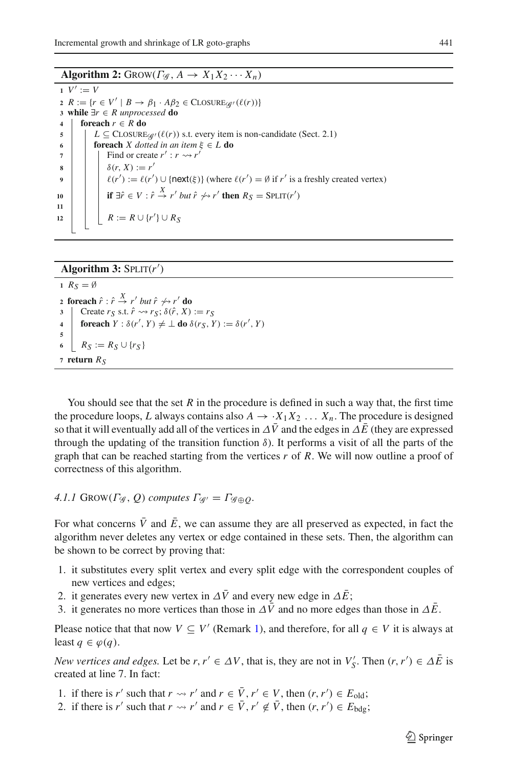**Algorithm 2:** GROW($\Gamma_{\mathscr{G}}, A \rightarrow X_1 X_2 \cdots X_n$)

```
1  V' := V
2  R := {r ∈ V' | B → β1 · Aβ2 ∈ CLOSURE_G'(ℓ(r))}
3  while ∃r ∈ R unprocessed do
4      foreach r ∈ R do
5          L ⊆ CLOSURE_G'(ℓ(r)) s.t. every item is non-candidate (Sect. 2.1)
6          foreach X dotted in an item ξ ∈ L do
7              Find or create r' : r ⇝ r'
8              δ(r, X) := r'
9              ℓ(r') := ℓ(r') ∪ {next(ξ)} (where ℓ(r') = ∅ if r' is a freshly created vertex)
10             if ∃r̂ ∈ V : r̂ →X r' but r̂ ↛ r' then R_S = SPLIT(r')
11
12             R := R ∪ {r'} ∪ R_S
```

**Algorithm 3:** SPLIT($r'$)

```
1  R_S = ∅
2  foreach r̂ : r̂ →X r' but r̂ ↛ r' do
3      Create r_S s.t. r̂ ⇝ r_S; δ(r̂, X) := r_S
4      foreach Y : δ(r', Y) ≠ ⊥ do δ(r_S, Y) := δ(r', Y)
5
6      R_S := R_S ∪ {r_S}
7  return R_S
```

You should see that the set $R$ in the procedure is defined in such a way that, the first time the procedure loops, $L$ always contains also $A \rightarrow \cdot X_1 X_2 \ldots X_n$. The procedure is designed so that it will eventually add all of the vertices in $\Delta\bar{V}$ and the edges in $\Delta\bar{E}$ (they are expressed through the updating of the transition function $\delta$). It performs a visit of all the parts of the graph that can be reached starting from the vertices $r$ of $R$. We will now outline a proof of correctness of this algorithm.

#### 4.1.1 GROW($\Gamma_{\mathscr{G}}, Q$) computes $\Gamma_{\mathscr{G}'} = \Gamma_{\mathscr{G} \oplus Q}$.

For what concerns $\bar{V}$ and $\bar{E}$, we can assume they are all preserved as expected, in fact the algorithm never deletes any vertex or edge contained in these sets. Then, the algorithm can be shown to be correct by proving that:

1. it substitutes every split vertex and every split edge with the correspondent couples of new vertices and edges;
2. it generates every new vertex in $\Delta\bar{V}$ and every new edge in $\Delta\bar{E}$;
3. it generates no more vertices than those in $\Delta\bar{V}$ and no more edges than those in $\Delta\bar{E}$.

Please notice that that now $V \subseteq V'$ (Remark 1), and therefore, for all $q \in V$ it is always at least $q \in \varphi(q)$.

*New vertices and edges.* Let be $r, r' \in \Delta V$, that is, they are not in $V'_S$. Then $(r, r') \in \Delta\bar{E}$ is created at line 7. In fact:

1. if there is $r'$ such that $r \rightsquigarrow r'$ and $r \in \bar{V}, r' \in V$, then $(r, r') \in E_{\text{old}}$;
2. if there is $r'$ such that $r \rightsquigarrow r'$ and $r \in \bar{V}, r' \notin \bar{V}$, then $(r, r') \in E_{\text{bdg}}$;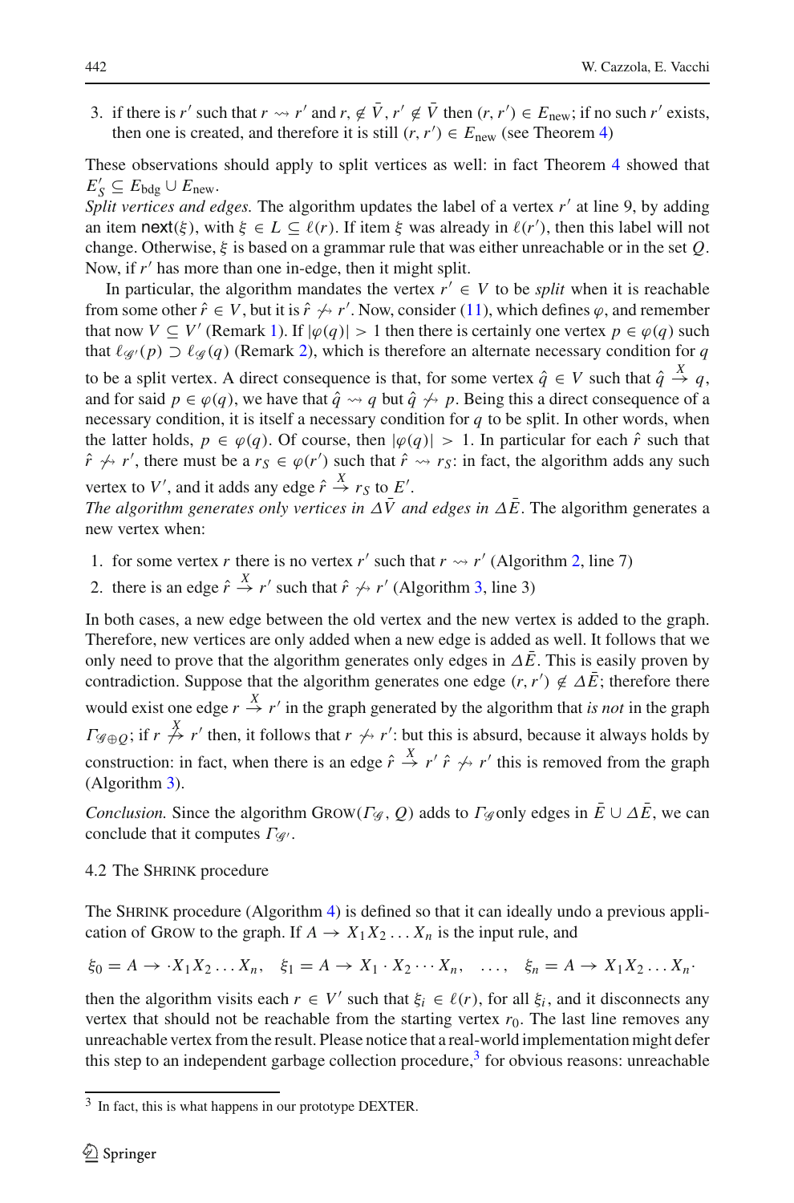3. if there is $r'$ such that $r \rightsquigarrow r'$ and $r, \notin \bar{V}, r' \notin \bar{V}$ then $(r, r') \in E_{\text{new}}$; if no such $r'$ exists, then one is created, and therefore it is still $(r, r') \in E_{\text{new}}$ (see Theorem 4)

These observations should apply to split vertices as well: in fact Theorem 4 showed that $E'_S \subseteq E_{\text{bdg}} \cup E_{\text{new}}$.

*Split vertices and edges.* The algorithm updates the label of a vertex $r'$ at line 9, by adding an item $\mathsf{next}(\xi)$, with $\xi \in L \subseteq \ell(r)$. If item $\xi$ was already in $\ell(r')$, then this label will not change. Otherwise, $\xi$ is based on a grammar rule that was either unreachable or in the set $Q$. Now, if $r'$ has more than one in-edge, then it might split.

In particular, the algorithm mandates the vertex $r' \in V$ to be *split* when it is reachable from some other $\hat{r} \in V$, but it is $\hat{r} \not\rightsquigarrow r'$. Now, consider (11), which defines $\varphi$, and remember that now $V \subseteq V'$ (Remark 1). If $|\varphi(q)| > 1$ then there is certainly one vertex $p \in \varphi(q)$ such that $\ell_{\mathscr{G}'}(p) \supset \ell_{\mathscr{G}}(q)$ (Remark 2), which is therefore an alternate necessary condition for $q$ to be a split vertex. A direct consequence is that, for some vertex $\hat{q} \in V$ such that $\hat{q} \xrightarrow{X} q$, and for said $p \in \varphi(q)$, we have that $\hat{q} \rightsquigarrow q$ but $\hat{q} \not\rightsquigarrow p$. Being this a direct consequence of a necessary condition, it is itself a necessary condition for $q$ to be split. In other words, when the latter holds, $p \in \varphi(q)$. Of course, then $|\varphi(q)| > 1$. In particular for each $\hat{r}$ such that $\hat{r} \not\rightsquigarrow r'$, there must be a $r_S \in \varphi(r')$ such that $\hat{r} \rightsquigarrow r_S$: in fact, the algorithm adds any such vertex to $V'$, and it adds any edge $\hat{r} \xrightarrow{X} r_S$ to $E'$.

*The algorithm generates only vertices in $\Delta\bar{V}$ and edges in $\Delta\bar{E}$.* The algorithm generates a new vertex when:

1. for some vertex $r$ there is no vertex $r'$ such that $r \rightsquigarrow r'$ (Algorithm 2, line 7)
2. there is an edge $\hat{r} \xrightarrow{X} r'$ such that $\hat{r} \not\rightsquigarrow r'$ (Algorithm 3, line 3)

In both cases, a new edge between the old vertex and the new vertex is added to the graph. Therefore, new vertices are only added when a new edge is added as well. It follows that we only need to prove that the algorithm generates only edges in $\Delta\bar{E}$. This is easily proven by contradiction. Suppose that the algorithm generates one edge $(r, r') \notin \Delta\bar{E}$; therefore there would exist one edge $r \xrightarrow{X} r'$ in the graph generated by the algorithm that *is not* in the graph $\Gamma_{\mathscr{G}\oplus Q}$; if $r \stackrel{X}{\not\to} r'$ then, it follows that $r \not\rightsquigarrow r'$: but this is absurd, because it always holds by construction: in fact, when there is an edge $\hat{r} \xrightarrow{X} r'$ $\hat{r} \not\rightsquigarrow r'$ this is removed from the graph (Algorithm 3).

*Conclusion.* Since the algorithm GROW($\Gamma_{\mathscr{G}}$, $Q$) adds to $\Gamma_{\mathscr{G}}$ only edges in $\bar{E} \cup \Delta\bar{E}$, we can conclude that it computes $\Gamma_{\mathscr{G}'}$.

### 4.2 The SHRINK procedure

The SHRINK procedure (Algorithm 4) is defined so that it can ideally undo a previous application of GROW to the graph. If $A \to X_1 X_2 \ldots X_n$ is the input rule, and

$$\xi_0 = A \to \cdot X_1 X_2 \ldots X_n, \quad \xi_1 = A \to X_1 \cdot X_2 \cdots X_n, \quad \ldots, \quad \xi_n = A \to X_1 X_2 \ldots X_n \cdot$$

then the algorithm visits each $r \in V'$ such that $\xi_i \in \ell(r)$, for all $\xi_i$, and it disconnects any vertex that should not be reachable from the starting vertex $r_0$. The last line removes any unreachable vertex from the result. Please notice that a real-world implementation might defer this step to an independent garbage collection procedure,[3] for obvious reasons: unreachable

[3] In fact, this is what happens in our prototype DEXTER.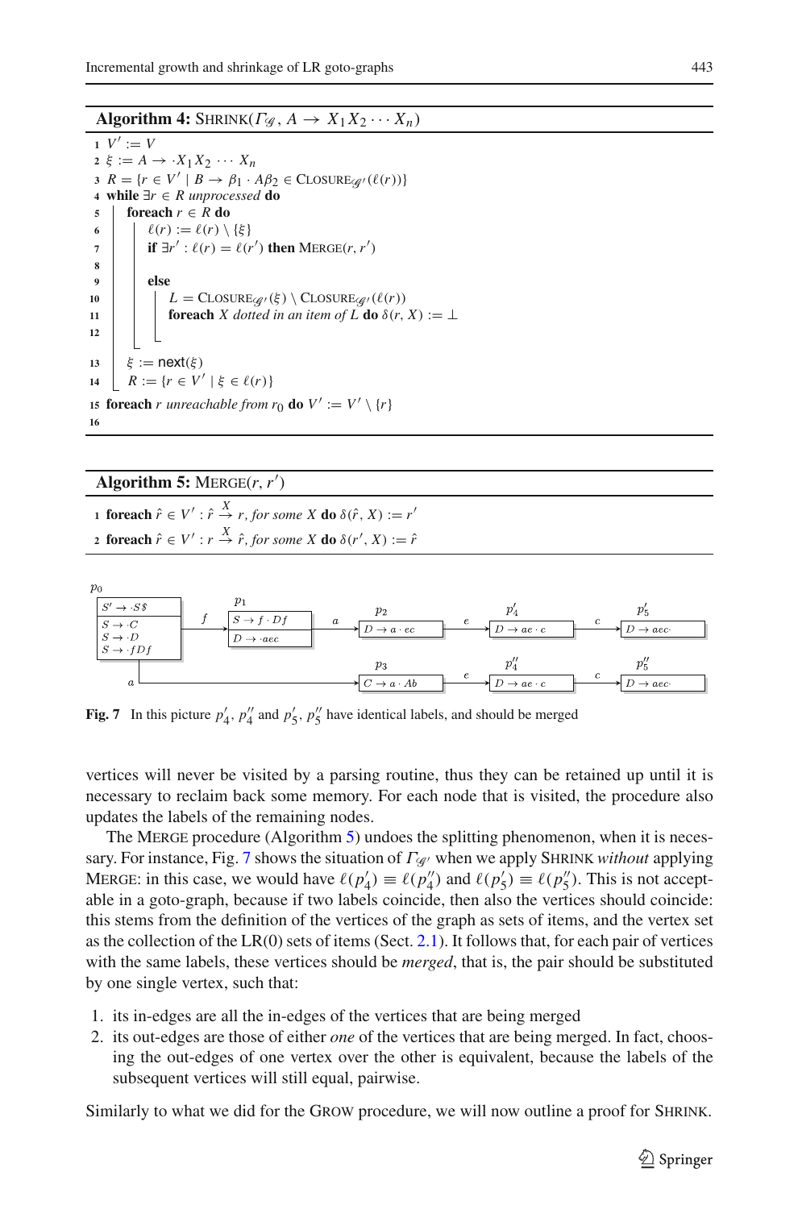**Algorithm 4:** SHRINK($\Gamma_{\mathscr{G}}$, $A \to X_1 X_2 \cdots X_n$)

```
1  V' := V
2  ξ := A → ·X_1 X_2 ··· X_n
3  R = {r ∈ V' | B → β_1 · Aβ_2 ∈ CLOSURE_𝒢'(ℓ(r))}
4  while ∃r ∈ R unprocessed do
5      foreach r ∈ R do
6          ℓ(r) := ℓ(r) \ {ξ}
7          if ∃r' : ℓ(r) = ℓ(r') then MERGE(r, r')
8
9          else
10             L = CLOSURE_𝒢'(ξ) \ CLOSURE_𝒢'(ℓ(r))
11             foreach X dotted in an item of L do δ(r, X) := ⊥
12
13     ξ := next(ξ)
14     R := {r ∈ V' | ξ ∈ ℓ(r)}
15 foreach r unreachable from r_0 do V' := V' \ {r}
16
```

**Algorithm 5:** MERGE($r, r'$)

```
1 foreach r̂ ∈ V' : r̂ →(X) r, for some X do δ(r̂, X) := r'
2 foreach r̂ ∈ V' : r →(X) r̂, for some X do δ(r', X) := r̂
```

**Fig. 7** In this picture $p'_4$, $p''_4$ and $p'_5$, $p''_5$ have identical labels, and should be merged

vertices will never be visited by a parsing routine, thus they can be retained up until it is necessary to reclaim back some memory. For each node that is visited, the procedure also updates the labels of the remaining nodes.

The MERGE procedure (Algorithm 5) undoes the splitting phenomenon, when it is necessary. For instance, Fig. 7 shows the situation of $\Gamma_{\mathscr{G}'}$ when we apply SHRINK *without* applying MERGE: in this case, we would have $\ell(p'_4) \equiv \ell(p''_4)$ and $\ell(p'_5) \equiv \ell(p''_5)$. This is not acceptable in a goto-graph, because if two labels coincide, then also the vertices should coincide: this stems from the definition of the vertices of the graph as sets of items, and the vertex set as the collection of the LR(0) sets of items (Sect. 2.1). It follows that, for each pair of vertices with the same labels, these vertices should be *merged*, that is, the pair should be substituted by one single vertex, such that:

1. its in-edges are all the in-edges of the vertices that are being merged
2. its out-edges are those of either *one* of the vertices that are being merged. In fact, choosing the out-edges of one vertex over the other is equivalent, because the labels of the subsequent vertices will still equal, pairwise.

Similarly to what we did for the GROW procedure, we will now outline a proof for SHRINK.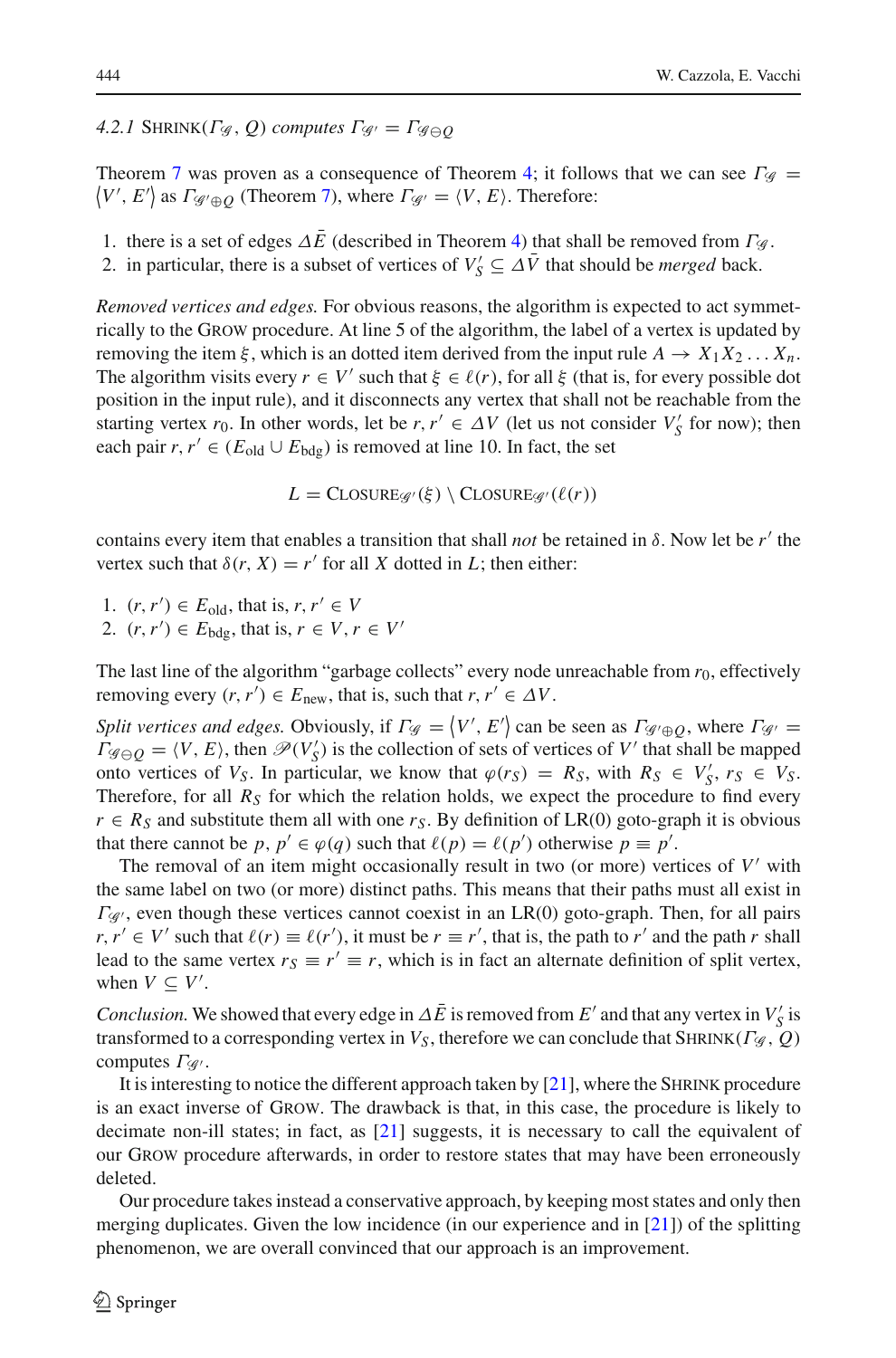#### 4.2.1 SHRINK($\Gamma_{\mathscr{G}}, Q$) computes $\Gamma_{\mathscr{G}'} = \Gamma_{\mathscr{G}\ominus Q}$

Theorem 7 was proven as a consequence of Theorem 4; it follows that we can see $\Gamma_{\mathscr{G}} = \langle V', E' \rangle$ as $\Gamma_{\mathscr{G}'\oplus Q}$ (Theorem 7), where $\Gamma_{\mathscr{G}'} = \langle V, E \rangle$. Therefore:

1. there is a set of edges $\Delta\bar{E}$ (described in Theorem 4) that shall be removed from $\Gamma_{\mathscr{G}}$.
2. in particular, there is a subset of vertices of $V'_S \subseteq \Delta\bar{V}$ that should be *merged* back.

*Removed vertices and edges.* For obvious reasons, the algorithm is expected to act symmetrically to the GROW procedure. At line 5 of the algorithm, the label of a vertex is updated by removing the item $\xi$, which is an dotted item derived from the input rule $A \to X_1 X_2 \ldots X_n$. The algorithm visits every $r \in V'$ such that $\xi \in \ell(r)$, for all $\xi$ (that is, for every possible dot position in the input rule), and it disconnects any vertex that shall not be reachable from the starting vertex $r_0$. In other words, let be $r, r' \in \Delta V$ (let us not consider $V'_S$ for now); then each pair $r, r' \in (E_{\text{old}} \cup E_{\text{bdg}})$ is removed at line 10. In fact, the set

$$L = \text{CLOSURE}_{\mathscr{G}'}(\xi) \setminus \text{CLOSURE}_{\mathscr{G}'}(\ell(r))$$

contains every item that enables a transition that shall *not* be retained in $\delta$. Now let be $r'$ the vertex such that $\delta(r, X) = r'$ for all $X$ dotted in $L$; then either:

1. $(r, r') \in E_{\text{old}}$, that is, $r, r' \in V$
2. $(r, r') \in E_{\text{bdg}}$, that is, $r \in V, r \in V'$

The last line of the algorithm "garbage collects" every node unreachable from $r_0$, effectively removing every $(r, r') \in E_{\text{new}}$, that is, such that $r, r' \in \Delta V$.

*Split vertices and edges.* Obviously, if $\Gamma_{\mathscr{G}} = \langle V', E' \rangle$ can be seen as $\Gamma_{\mathscr{G}'\oplus Q}$, where $\Gamma_{\mathscr{G}'} = \Gamma_{\mathscr{G}\ominus Q} = \langle V, E \rangle$, then $\mathscr{P}(V'_S)$ is the collection of sets of vertices of $V'$ that shall be mapped onto vertices of $V_S$. In particular, we know that $\varphi(r_S) = R_S$, with $R_S \in V'_S$, $r_S \in V_S$. Therefore, for all $R_S$ for which the relation holds, we expect the procedure to find every $r \in R_S$ and substitute them all with one $r_S$. By definition of LR(0) goto-graph it is obvious that there cannot be $p, p' \in \varphi(q)$ such that $\ell(p) = \ell(p')$ otherwise $p \equiv p'$.

The removal of an item might occasionally result in two (or more) vertices of $V'$ with the same label on two (or more) distinct paths. This means that their paths must all exist in $\Gamma_{\mathscr{G}'}$, even though these vertices cannot coexist in an LR(0) goto-graph. Then, for all pairs $r, r' \in V'$ such that $\ell(r) \equiv \ell(r')$, it must be $r \equiv r'$, that is, the path to $r'$ and the path $r$ shall lead to the same vertex $r_S \equiv r' \equiv r$, which is in fact an alternate definition of split vertex, when $V \subseteq V'$.

*Conclusion.* We showed that every edge in $\Delta\bar{E}$ is removed from $E'$ and that any vertex in $V'_S$ is transformed to a corresponding vertex in $V_S$, therefore we can conclude that SHRINK($\Gamma_{\mathscr{G}}, Q$) computes $\Gamma_{\mathscr{G}'}$.

It is interesting to notice the different approach taken by [21], where the SHRINK procedure is an exact inverse of GROW. The drawback is that, in this case, the procedure is likely to decimate non-ill states; in fact, as [21] suggests, it is necessary to call the equivalent of our GROW procedure afterwards, in order to restore states that may have been erroneously deleted.

Our procedure takes instead a conservative approach, by keeping most states and only then merging duplicates. Given the low incidence (in our experience and in [21]) of the splitting phenomenon, we are overall convinced that our approach is an improvement.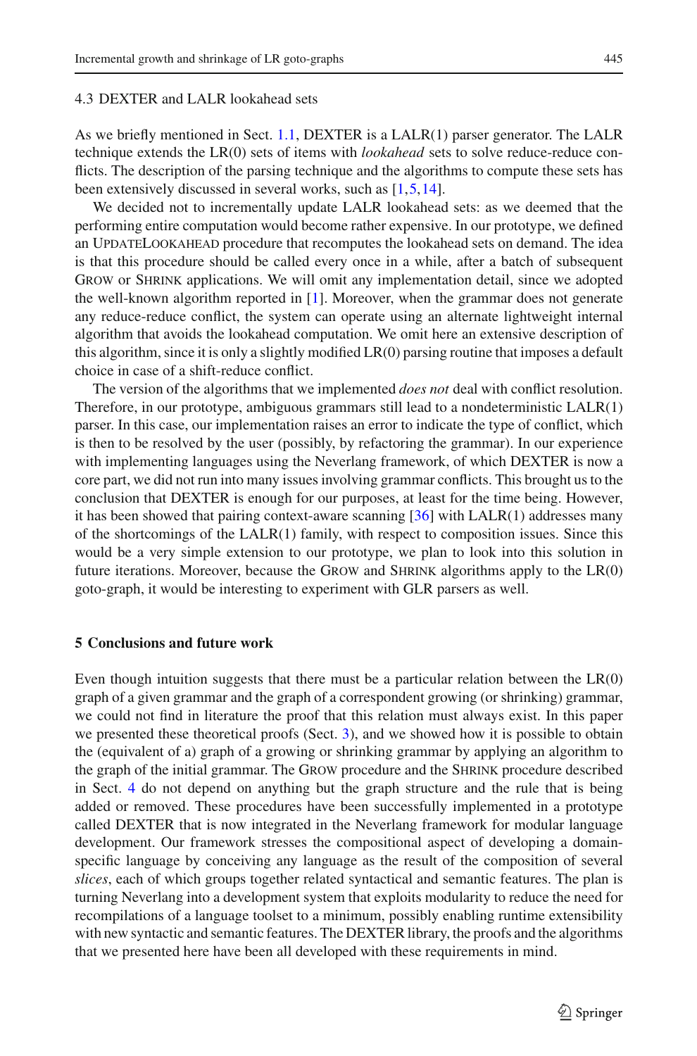### 4.3 DEXTER and LALR lookahead sets

As we briefly mentioned in Sect. 1.1, DEXTER is a LALR(1) parser generator. The LALR technique extends the LR(0) sets of items with *lookahead* sets to solve reduce-reduce conflicts. The description of the parsing technique and the algorithms to compute these sets has been extensively discussed in several works, such as [1,5,14].

We decided not to incrementally update LALR lookahead sets: as we deemed that the performing entire computation would become rather expensive. In our prototype, we defined an UpdateLookahead procedure that recomputes the lookahead sets on demand. The idea is that this procedure should be called every once in a while, after a batch of subsequent Grow or Shrink applications. We will omit any implementation detail, since we adopted the well-known algorithm reported in [1]. Moreover, when the grammar does not generate any reduce-reduce conflict, the system can operate using an alternate lightweight internal algorithm that avoids the lookahead computation. We omit here an extensive description of this algorithm, since it is only a slightly modified LR(0) parsing routine that imposes a default choice in case of a shift-reduce conflict.

The version of the algorithms that we implemented *does not* deal with conflict resolution. Therefore, in our prototype, ambiguous grammars still lead to a nondeterministic LALR(1) parser. In this case, our implementation raises an error to indicate the type of conflict, which is then to be resolved by the user (possibly, by refactoring the grammar). In our experience with implementing languages using the Neverlang framework, of which DEXTER is now a core part, we did not run into many issues involving grammar conflicts. This brought us to the conclusion that DEXTER is enough for our purposes, at least for the time being. However, it has been showed that pairing context-aware scanning [36] with LALR(1) addresses many of the shortcomings of the LALR(1) family, with respect to composition issues. Since this would be a very simple extension to our prototype, we plan to look into this solution in future iterations. Moreover, because the Grow and Shrink algorithms apply to the LR(0) goto-graph, it would be interesting to experiment with GLR parsers as well.

## 5 Conclusions and future work

Even though intuition suggests that there must be a particular relation between the LR(0) graph of a given grammar and the graph of a correspondent growing (or shrinking) grammar, we could not find in literature the proof that this relation must always exist. In this paper we presented these theoretical proofs (Sect. 3), and we showed how it is possible to obtain the (equivalent of a) graph of a growing or shrinking grammar by applying an algorithm to the graph of the initial grammar. The Grow procedure and the Shrink procedure described in Sect. 4 do not depend on anything but the graph structure and the rule that is being added or removed. These procedures have been successfully implemented in a prototype called DEXTER that is now integrated in the Neverlang framework for modular language development. Our framework stresses the compositional aspect of developing a domain-specific language by conceiving any language as the result of the composition of several *slices*, each of which groups together related syntactical and semantic features. The plan is turning Neverlang into a development system that exploits modularity to reduce the need for recompilations of a language toolset to a minimum, possibly enabling runtime extensibility with new syntactic and semantic features. The DEXTER library, the proofs and the algorithms that we presented here have been all developed with these requirements in mind.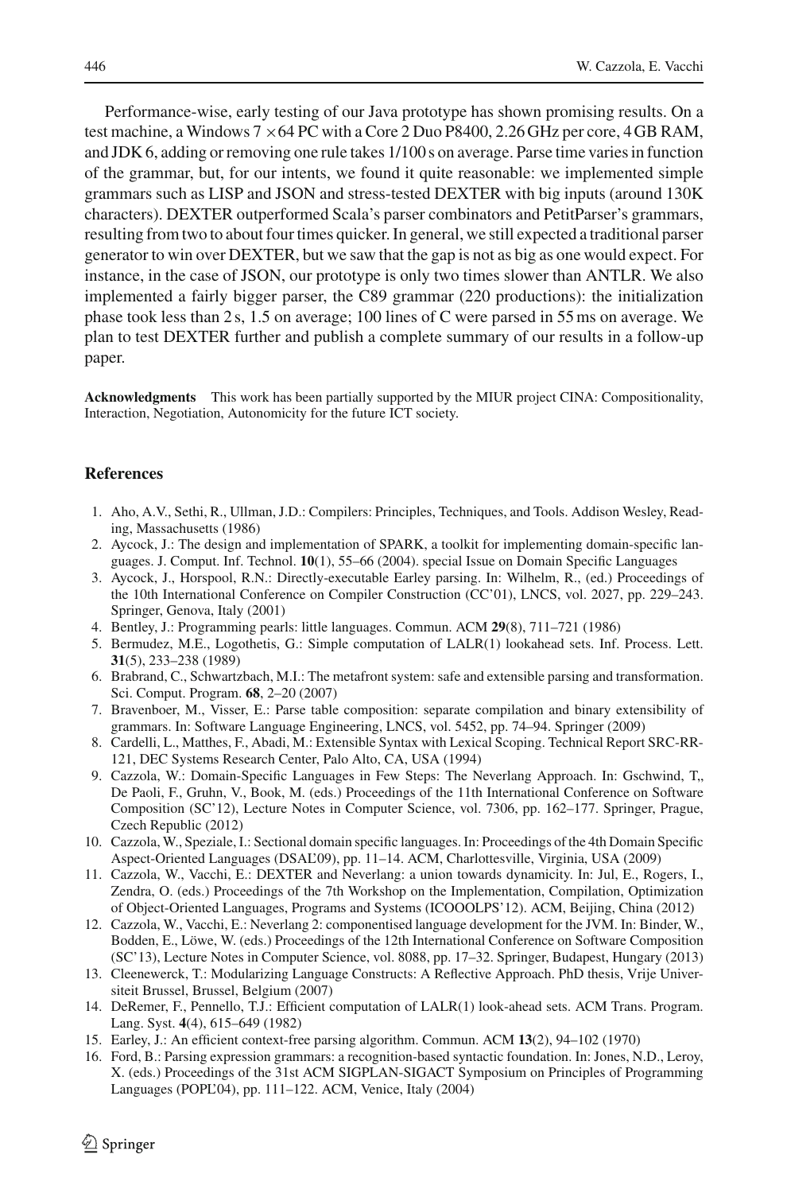Performance-wise, early testing of our Java prototype has shown promising results. On a test machine, a Windows 7 ×64 PC with a Core 2 Duo P8400, 2.26 GHz per core, 4 GB RAM, and JDK 6, adding or removing one rule takes 1/100 s on average. Parse time varies in function of the grammar, but, for our intents, we found it quite reasonable: we implemented simple grammars such as LISP and JSON and stress-tested DEXTER with big inputs (around 130K characters). DEXTER outperformed Scala's parser combinators and PetitParser's grammars, resulting from two to about four times quicker. In general, we still expected a traditional parser generator to win over DEXTER, but we saw that the gap is not as big as one would expect. For instance, in the case of JSON, our prototype is only two times slower than ANTLR. We also implemented a fairly bigger parser, the C89 grammar (220 productions): the initialization phase took less than 2 s, 1.5 on average; 100 lines of C were parsed in 55 ms on average. We plan to test DEXTER further and publish a complete summary of our results in a follow-up paper.

**Acknowledgments** This work has been partially supported by the MIUR project CINA: Compositionality, Interaction, Negotiation, Autonomicity for the future ICT society.

## References

1. Aho, A.V., Sethi, R., Ullman, J.D.: Compilers: Principles, Techniques, and Tools. Addison Wesley, Reading, Massachusetts (1986)
2. Aycock, J.: The design and implementation of SPARK, a toolkit for implementing domain-specific languages. J. Comput. Inf. Technol. **10**(1), 55–66 (2004). special Issue on Domain Specific Languages
3. Aycock, J., Horspool, R.N.: Directly-executable Earley parsing. In: Wilhelm, R., (ed.) Proceedings of the 10th International Conference on Compiler Construction (CC'01), LNCS, vol. 2027, pp. 229–243. Springer, Genova, Italy (2001)
4. Bentley, J.: Programming pearls: little languages. Commun. ACM **29**(8), 711–721 (1986)
5. Bermudez, M.E., Logothetis, G.: Simple computation of LALR(1) lookahead sets. Inf. Process. Lett. **31**(5), 233–238 (1989)
6. Brabrand, C., Schwartzbach, M.I.: The metafront system: safe and extensible parsing and transformation. Sci. Comput. Program. **68**, 2–20 (2007)
7. Bravenboer, M., Visser, E.: Parse table composition: separate compilation and binary extensibility of grammars. In: Software Language Engineering, LNCS, vol. 5452, pp. 74–94. Springer (2009)
8. Cardelli, L., Matthes, F., Abadi, M.: Extensible Syntax with Lexical Scoping. Technical Report SRC-RR-121, DEC Systems Research Center, Palo Alto, CA, USA (1994)
9. Cazzola, W.: Domain-Specific Languages in Few Steps: The Neverlang Approach. In: Gschwind, T,, De Paoli, F., Gruhn, V., Book, M. (eds.) Proceedings of the 11th International Conference on Software Composition (SC'12), Lecture Notes in Computer Science, vol. 7306, pp. 162–177. Springer, Prague, Czech Republic (2012)
10. Cazzola, W., Speziale, I.: Sectional domain specific languages. In: Proceedings of the 4th Domain Specific Aspect-Oriented Languages (DSAL'09), pp. 11–14. ACM, Charlottesville, Virginia, USA (2009)
11. Cazzola, W., Vacchi, E.: DEXTER and Neverlang: a union towards dynamicity. In: Jul, E., Rogers, I., Zendra, O. (eds.) Proceedings of the 7th Workshop on the Implementation, Compilation, Optimization of Object-Oriented Languages, Programs and Systems (ICOOOLPS'12). ACM, Beijing, China (2012)
12. Cazzola, W., Vacchi, E.: Neverlang 2: componentised language development for the JVM. In: Binder, W., Bodden, E., Löwe, W. (eds.) Proceedings of the 12th International Conference on Software Composition (SC'13), Lecture Notes in Computer Science, vol. 8088, pp. 17–32. Springer, Budapest, Hungary (2013)
13. Cleenewerck, T.: Modularizing Language Constructs: A Reflective Approach. PhD thesis, Vrije Universiteit Brussel, Brussel, Belgium (2007)
14. DeRemer, F., Pennello, T.J.: Efficient computation of LALR(1) look-ahead sets. ACM Trans. Program. Lang. Syst. **4**(4), 615–649 (1982)
15. Earley, J.: An efficient context-free parsing algorithm. Commun. ACM **13**(2), 94–102 (1970)
16. Ford, B.: Parsing expression grammars: a recognition-based syntactic foundation. In: Jones, N.D., Leroy, X. (eds.) Proceedings of the 31st ACM SIGPLAN-SIGACT Symposium on Principles of Programming Languages (POPL'04), pp. 111–122. ACM, Venice, Italy (2004)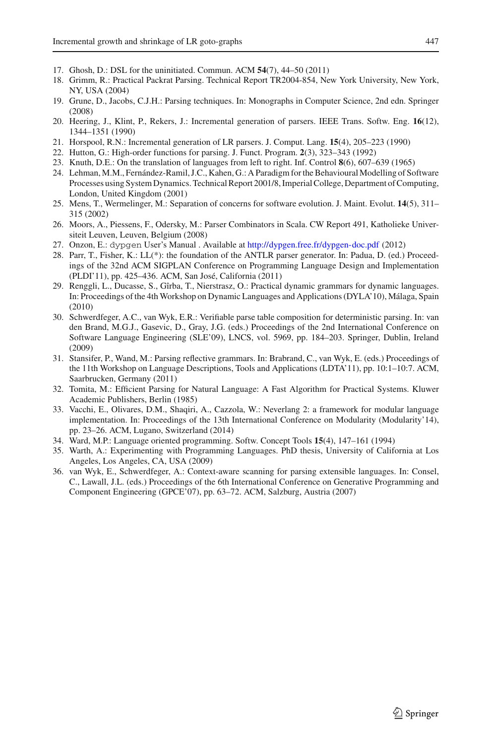17. Ghosh, D.: DSL for the uninitiated. Commun. ACM **54**(7), 44–50 (2011)
18. Grimm, R.: Practical Packrat Parsing. Technical Report TR2004-854, New York University, New York, NY, USA (2004)
19. Grune, D., Jacobs, C.J.H.: Parsing techniques. In: Monographs in Computer Science, 2nd edn. Springer (2008)
20. Heering, J., Klint, P., Rekers, J.: Incremental generation of parsers. IEEE Trans. Softw. Eng. **16**(12), 1344–1351 (1990)
21. Horspool, R.N.: Incremental generation of LR parsers. J. Comput. Lang. **15**(4), 205–223 (1990)
22. Hutton, G.: High-order functions for parsing. J. Funct. Program. **2**(3), 323–343 (1992)
23. Knuth, D.E.: On the translation of languages from left to right. Inf. Control **8**(6), 607–639 (1965)
24. Lehman, M.M., Fernández-Ramil, J.C., Kahen, G.: A Paradigm for the Behavioural Modelling of Software Processes using System Dynamics. Technical Report 2001/8, Imperial College, Department of Computing, London, United Kingdom (2001)
25. Mens, T., Wermelinger, M.: Separation of concerns for software evolution. J. Maint. Evolut. **14**(5), 311–315 (2002)
26. Moors, A., Piessens, F., Odersky, M.: Parser Combinators in Scala. CW Report 491, Katholieke Universiteit Leuven, Leuven, Belgium (2008)
27. Onzon, E.: `dypgen` User's Manual . Available at http://dypgen.free.fr/dypgen-doc.pdf (2012)
28. Parr, T., Fisher, K.: LL(*): the foundation of the ANTLR parser generator. In: Padua, D. (ed.) Proceedings of the 32nd ACM SIGPLAN Conference on Programming Language Design and Implementation (PLDI'11), pp. 425–436. ACM, San José, California (2011)
29. Renggli, L., Ducasse, S., Gîrba, T., Nierstrasz, O.: Practical dynamic grammars for dynamic languages. In: Proceedings of the 4th Workshop on Dynamic Languages and Applications (DYLA'10), Málaga, Spain (2010)
30. Schwerdfeger, A.C., van Wyk, E.R.: Verifiable parse table composition for deterministic parsing. In: van den Brand, M.G.J., Gasevic, D., Gray, J.G. (eds.) Proceedings of the 2nd International Conference on Software Language Engineering (SLE'09), LNCS, vol. 5969, pp. 184–203. Springer, Dublin, Ireland (2009)
31. Stansifer, P., Wand, M.: Parsing reflective grammars. In: Brabrand, C., van Wyk, E. (eds.) Proceedings of the 11th Workshop on Language Descriptions, Tools and Applications (LDTA'11), pp. 10:1–10:7. ACM, Saarbrucken, Germany (2011)
32. Tomita, M.: Efficient Parsing for Natural Language: A Fast Algorithm for Practical Systems. Kluwer Academic Publishers, Berlin (1985)
33. Vacchi, E., Olivares, D.M., Shaqiri, A., Cazzola, W.: Neverlang 2: a framework for modular language implementation. In: Proceedings of the 13th International Conference on Modularity (Modularity'14), pp. 23–26. ACM, Lugano, Switzerland (2014)
34. Ward, M.P.: Language oriented programming. Softw. Concept Tools **15**(4), 147–161 (1994)
35. Warth, A.: Experimenting with Programming Languages. PhD thesis, University of California at Los Angeles, Los Angeles, CA, USA (2009)
36. van Wyk, E., Schwerdfeger, A.: Context-aware scanning for parsing extensible languages. In: Consel, C., Lawall, J.L. (eds.) Proceedings of the 6th International Conference on Generative Programming and Component Engineering (GPCE'07), pp. 63–72. ACM, Salzburg, Austria (2007)